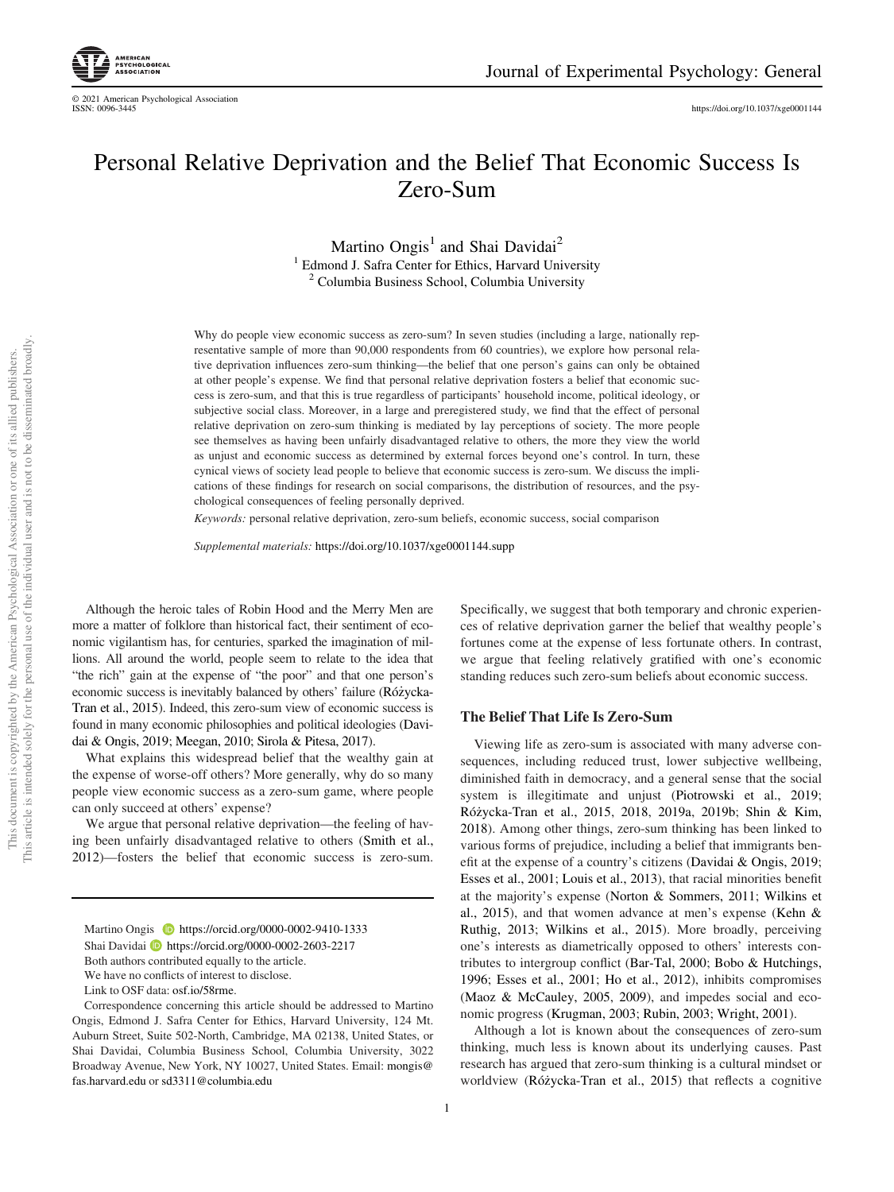# Personal Relative Deprivation and the Belief That Economic Success Is Zero-Sum

Martino Ongis[1] and Shai Davidai[2]

[1] Edmond J. Safra Center for Ethics, Harvard University

[2] Columbia Business School, Columbia University

Why do people view economic success as zero-sum? In seven studies (including a large, nationally representative sample of more than 90,000 respondents from 60 countries), we explore how personal relative deprivation influences zero-sum thinking—the belief that one person's gains can only be obtained at other people's expense. We find that personal relative deprivation fosters a belief that economic success is zero-sum, and that this is true regardless of participants' household income, political ideology, or subjective social class. Moreover, in a large and preregistered study, we find that the effect of personal relative deprivation on zero-sum thinking is mediated by lay perceptions of society. The more people see themselves as having been unfairly disadvantaged relative to others, the more they view the world as unjust and economic success as determined by external forces beyond one's control. In turn, these cynical views of society lead people to believe that economic success is zero-sum. We discuss the implications of these findings for research on social comparisons, the distribution of resources, and the psychological consequences of feeling personally deprived.

*Keywords:* personal relative deprivation, zero-sum beliefs, economic success, social comparison

*Supplemental materials:* https://doi.org/10.1037/xge0001144.supp

Although the heroic tales of Robin Hood and the Merry Men are more a matter of folklore than historical fact, their sentiment of economic vigilantism has, for centuries, sparked the imagination of millions. All around the world, people seem to relate to the idea that "the rich" gain at the expense of "the poor" and that one person's economic success is inevitably balanced by others' failure (Różycka-Tran et al., 2015). Indeed, this zero-sum view of economic success is found in many economic philosophies and political ideologies (Davidai & Ongis, 2019; Meegan, 2010; Sirola & Pitesa, 2017).

What explains this widespread belief that the wealthy gain at the expense of worse-off others? More generally, why do so many people view economic success as a zero-sum game, where people can only succeed at others' expense?

We argue that personal relative deprivation—the feeling of having been unfairly disadvantaged relative to others (Smith et al., 2012)—fosters the belief that economic success is zero-sum. Specifically, we suggest that both temporary and chronic experiences of relative deprivation garner the belief that wealthy people's fortunes come at the expense of less fortunate others. In contrast, we argue that feeling relatively gratified with one's economic standing reduces such zero-sum beliefs about economic success.

## The Belief That Life Is Zero-Sum

Viewing life as zero-sum is associated with many adverse consequences, including reduced trust, lower subjective wellbeing, diminished faith in democracy, and a general sense that the social system is illegitimate and unjust (Piotrowski et al., 2019; Różycka-Tran et al., 2015, 2018, 2019a, 2019b; Shin & Kim, 2018). Among other things, zero-sum thinking has been linked to various forms of prejudice, including a belief that immigrants benefit at the expense of a country's citizens (Davidai & Ongis, 2019; Esses et al., 2001; Louis et al., 2013), that racial minorities benefit at the majority's expense (Norton & Sommers, 2011; Wilkins et al., 2015), and that women advance at men's expense (Kehn & Ruthig, 2013; Wilkins et al., 2015). More broadly, perceiving one's interests as diametrically opposed to others' interests contributes to intergroup conflict (Bar-Tal, 2000; Bobo & Hutchings, 1996; Esses et al., 2001; Ho et al., 2012), inhibits compromises (Maoz & McCauley, 2005, 2009), and impedes social and economic progress (Krugman, 2003; Rubin, 2003; Wright, 2001).

Although a lot is known about the consequences of zero-sum thinking, much less is known about its underlying causes. Past research has argued that zero-sum thinking is a cultural mindset or worldview (Różycka-Tran et al., 2015) that reflects a cognitive

---

Martino Ongis https://orcid.org/0000-0002-9410-1333

Shai Davidai https://orcid.org/0000-0002-2603-2217

Both authors contributed equally to the article.

We have no conflicts of interest to disclose.

Link to OSF data: osf.io/58rme.

Correspondence concerning this article should be addressed to Martino Ongis, Edmond J. Safra Center for Ethics, Harvard University, 124 Mt. Auburn Street, Suite 502-North, Cambridge, MA 02138, United States, or Shai Davidai, Columbia Business School, Columbia University, 3022 Broadway Avenue, New York, NY 10027, United States. Email: mongis@fas.harvard.edu or sd3311@columbia.edu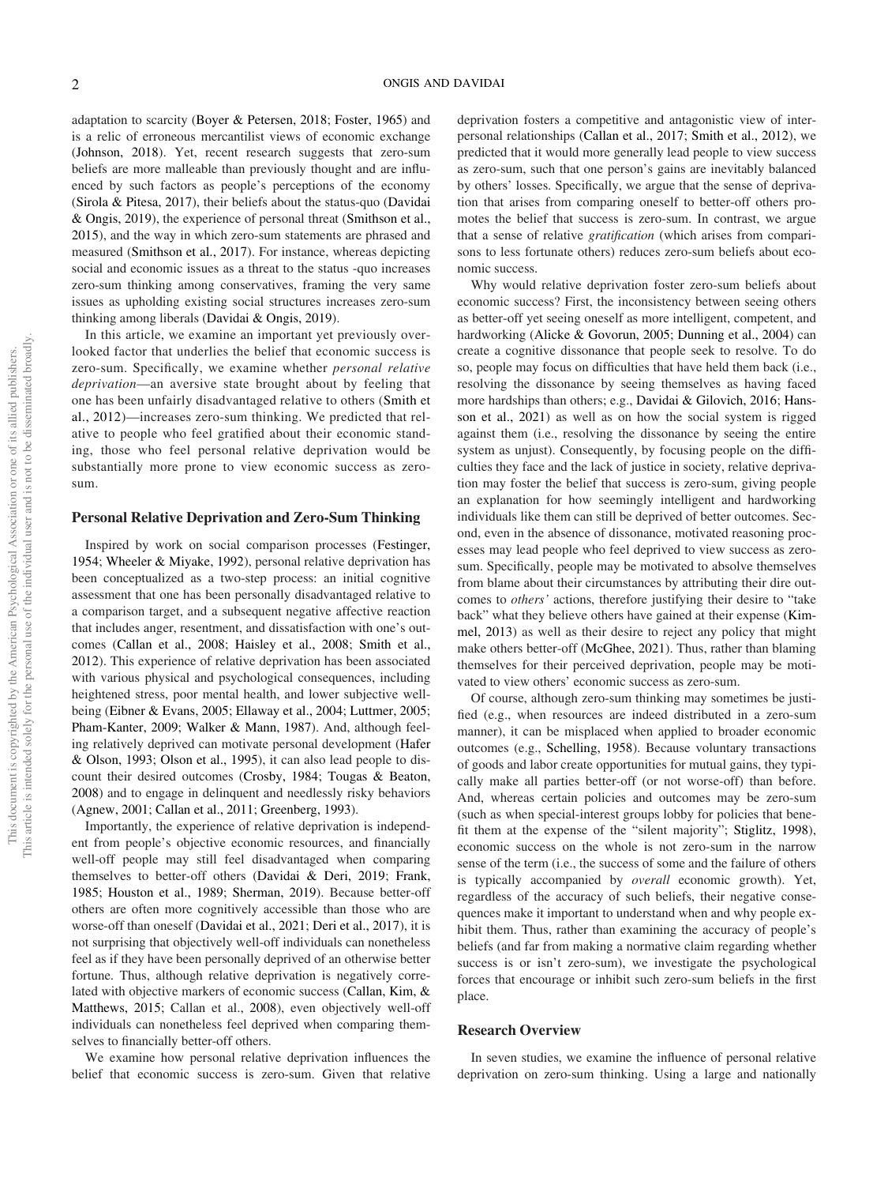adaptation to scarcity (Boyer & Petersen, 2018; Foster, 1965) and is a relic of erroneous mercantilist views of economic exchange (Johnson, 2018). Yet, recent research suggests that zero-sum beliefs are more malleable than previously thought and are influenced by such factors as people's perceptions of the economy (Sirola & Pitesa, 2017), their beliefs about the status-quo (Davidai & Ongis, 2019), the experience of personal threat (Smithson et al., 2015), and the way in which zero-sum statements are phrased and measured (Smithson et al., 2017). For instance, whereas depicting social and economic issues as a threat to the status -quo increases zero-sum thinking among conservatives, framing the very same issues as upholding existing social structures increases zero-sum thinking among liberals (Davidai & Ongis, 2019).

In this article, we examine an important yet previously overlooked factor that underlies the belief that economic success is zero-sum. Specifically, we examine whether *personal relative deprivation*—an aversive state brought about by feeling that one has been unfairly disadvantaged relative to others (Smith et al., 2012)—increases zero-sum thinking. We predicted that relative to people who feel gratified about their economic standing, those who feel personal relative deprivation would be substantially more prone to view economic success as zero-sum.

## Personal Relative Deprivation and Zero-Sum Thinking

Inspired by work on social comparison processes (Festinger, 1954; Wheeler & Miyake, 1992), personal relative deprivation has been conceptualized as a two-step process: an initial cognitive assessment that one has been personally disadvantaged relative to a comparison target, and a subsequent negative affective reaction that includes anger, resentment, and dissatisfaction with one's outcomes (Callan et al., 2008; Haisley et al., 2008; Smith et al., 2012). This experience of relative deprivation has been associated with various physical and psychological consequences, including heightened stress, poor mental health, and lower subjective well-being (Eibner & Evans, 2005; Ellaway et al., 2004; Luttmer, 2005; Pham-Kanter, 2009; Walker & Mann, 1987). And, although feeling relatively deprived can motivate personal development (Hafer & Olson, 1993; Olson et al., 1995), it can also lead people to discount their desired outcomes (Crosby, 1984; Tougas & Beaton, 2008) and to engage in delinquent and needlessly risky behaviors (Agnew, 2001; Callan et al., 2011; Greenberg, 1993).

Importantly, the experience of relative deprivation is independent from people's objective economic resources, and financially well-off people may still feel disadvantaged when comparing themselves to better-off others (Davidai & Deri, 2019; Frank, 1985; Houston et al., 1989; Sherman, 2019). Because better-off others are often more cognitively accessible than those who are worse-off than oneself (Davidai et al., 2021; Deri et al., 2017), it is not surprising that objectively well-off individuals can nonetheless feel as if they have been personally deprived of an otherwise better fortune. Thus, although relative deprivation is negatively correlated with objective markers of economic success (Callan, Kim, & Matthews, 2015; Callan et al., 2008), even objectively well-off individuals can nonetheless feel deprived when comparing themselves to financially better-off others.

We examine how personal relative deprivation influences the belief that economic success is zero-sum. Given that relative deprivation fosters a competitive and antagonistic view of interpersonal relationships (Callan et al., 2017; Smith et al., 2012), we predicted that it would more generally lead people to view success as zero-sum, such that one person's gains are inevitably balanced by others' losses. Specifically, we argue that the sense of deprivation that arises from comparing oneself to better-off others promotes the belief that success is zero-sum. In contrast, we argue that a sense of relative *gratification* (which arises from comparisons to less fortunate others) reduces zero-sum beliefs about economic success.

Why would relative deprivation foster zero-sum beliefs about economic success? First, the inconsistency between seeing others as better-off yet seeing oneself as more intelligent, competent, and hardworking (Alicke & Govorun, 2005; Dunning et al., 2004) can create a cognitive dissonance that people seek to resolve. To do so, people may focus on difficulties that have held them back (i.e., resolving the dissonance by seeing themselves as having faced more hardships than others; e.g., Davidai & Gilovich, 2016; Hansson et al., 2021) as well as on how the social system is rigged against them (i.e., resolving the dissonance by seeing the entire system as unjust). Consequently, by focusing people on the difficulties they face and the lack of justice in society, relative deprivation may foster the belief that success is zero-sum, giving people an explanation for how seemingly intelligent and hardworking individuals like them can still be deprived of better outcomes. Second, even in the absence of dissonance, motivated reasoning processes may lead people who feel deprived to view success as zero-sum. Specifically, people may be motivated to absolve themselves from blame about their circumstances by attributing their dire outcomes to *others'* actions, therefore justifying their desire to "take back" what they believe others have gained at their expense (Kimmel, 2013) as well as their desire to reject any policy that might make others better-off (McGhee, 2021). Thus, rather than blaming themselves for their perceived deprivation, people may be motivated to view others' economic success as zero-sum.

Of course, although zero-sum thinking may sometimes be justified (e.g., when resources are indeed distributed in a zero-sum manner), it can be misplaced when applied to broader economic outcomes (e.g., Schelling, 1958). Because voluntary transactions of goods and labor create opportunities for mutual gains, they typically make all parties better-off (or not worse-off) than before. And, whereas certain policies and outcomes may be zero-sum (such as when special-interest groups lobby for policies that benefit them at the expense of the "silent majority"; Stiglitz, 1998), economic success on the whole is not zero-sum in the narrow sense of the term (i.e., the success of some and the failure of others is typically accompanied by *overall* economic growth). Yet, regardless of the accuracy of such beliefs, their negative consequences make it important to understand when and why people exhibit them. Thus, rather than examining the accuracy of people's beliefs (and far from making a normative claim regarding whether success is or isn't zero-sum), we investigate the psychological forces that encourage or inhibit such zero-sum beliefs in the first place.

## Research Overview

In seven studies, we examine the influence of personal relative deprivation on zero-sum thinking. Using a large and nationally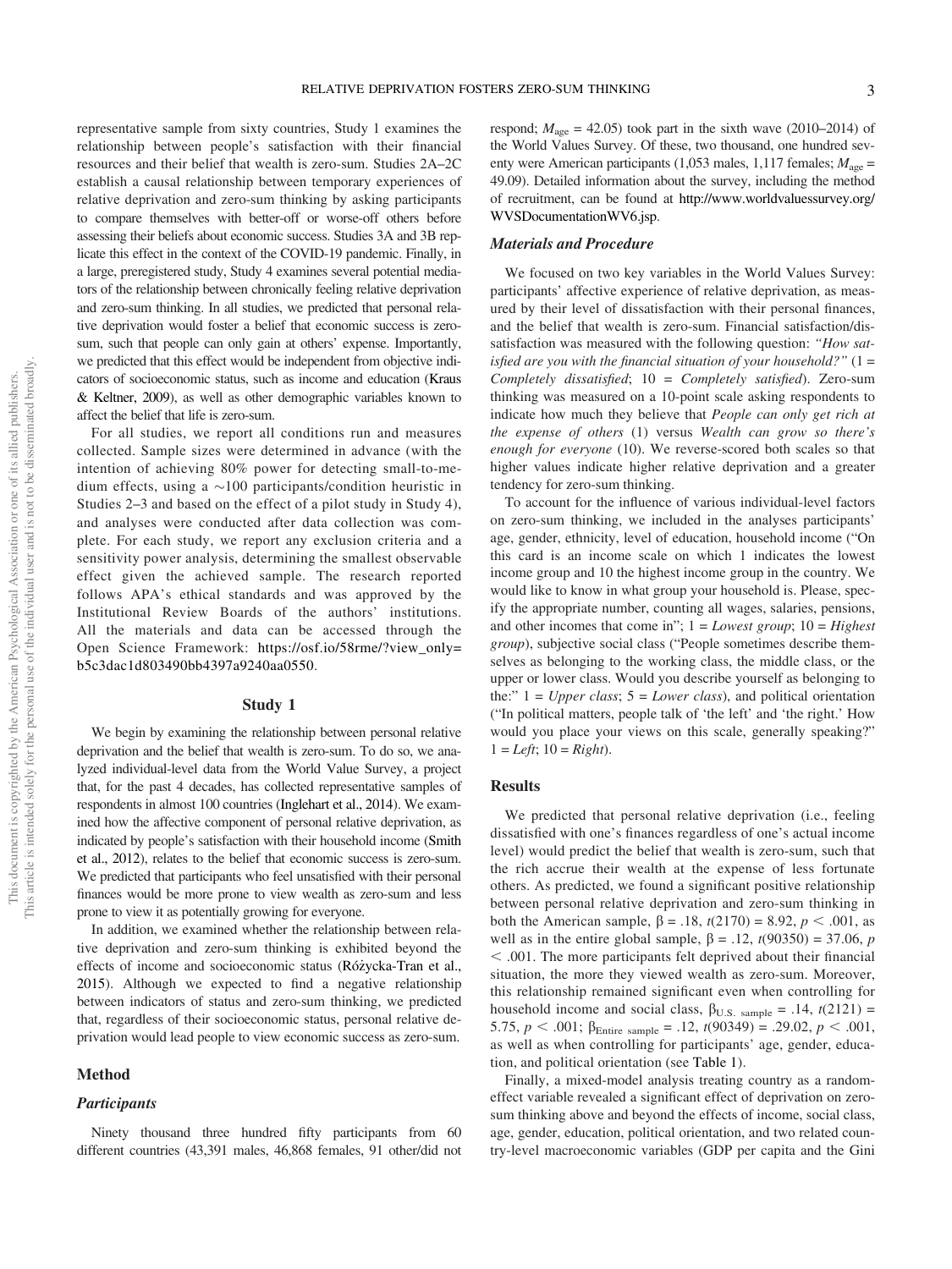representative sample from sixty countries, Study 1 examines the relationship between people's satisfaction with their financial resources and their belief that wealth is zero-sum. Studies 2A–2C establish a causal relationship between temporary experiences of relative deprivation and zero-sum thinking by asking participants to compare themselves with better-off or worse-off others before assessing their beliefs about economic success. Studies 3A and 3B replicate this effect in the context of the COVID-19 pandemic. Finally, in a large, preregistered study, Study 4 examines several potential mediators of the relationship between chronically feeling relative deprivation and zero-sum thinking. In all studies, we predicted that personal relative deprivation would foster a belief that economic success is zero-sum, such that people can only gain at others' expense. Importantly, we predicted that this effect would be independent from objective indicators of socioeconomic status, such as income and education (Kraus & Keltner, 2009), as well as other demographic variables known to affect the belief that life is zero-sum.

For all studies, we report all conditions run and measures collected. Sample sizes were determined in advance (with the intention of achieving 80% power for detecting small-to-medium effects, using a ~100 participants/condition heuristic in Studies 2–3 and based on the effect of a pilot study in Study 4), and analyses were conducted after data collection was complete. For each study, we report any exclusion criteria and a sensitivity power analysis, determining the smallest observable effect given the achieved sample. The research reported follows APA's ethical standards and was approved by the Institutional Review Boards of the authors' institutions. All the materials and data can be accessed through the Open Science Framework: https://osf.io/58rme/?view_only=b5c3dac1d803490bb4397a9240aa0550.

## Study 1

We begin by examining the relationship between personal relative deprivation and the belief that wealth is zero-sum. To do so, we analyzed individual-level data from the World Value Survey, a project that, for the past 4 decades, has collected representative samples of respondents in almost 100 countries (Inglehart et al., 2014). We examined how the affective component of personal relative deprivation, as indicated by people's satisfaction with their household income (Smith et al., 2012), relates to the belief that economic success is zero-sum. We predicted that participants who feel unsatisfied with their personal finances would be more prone to view wealth as zero-sum and less prone to view it as potentially growing for everyone.

In addition, we examined whether the relationship between relative deprivation and zero-sum thinking is exhibited beyond the effects of income and socioeconomic status (Różycka-Tran et al., 2015). Although we expected to find a negative relationship between indicators of status and zero-sum thinking, we predicted that, regardless of their socioeconomic status, personal relative deprivation would lead people to view economic success as zero-sum.

### Method

#### Participants

Ninety thousand three hundred fifty participants from 60 different countries (43,391 males, 46,868 females, 91 other/did not respond; $M_{age}$ = 42.05) took part in the sixth wave (2010–2014) of the World Values Survey. Of these, two thousand, one hundred seventy were American participants (1,053 males, 1,117 females; $M_{age}$ = 49.09). Detailed information about the survey, including the method of recruitment, can be found at http://www.worldvaluessurvey.org/WVSDocumentationWV6.jsp.

#### Materials and Procedure

We focused on two key variables in the World Values Survey: participants' affective experience of relative deprivation, as measured by their level of dissatisfaction with their personal finances, and the belief that wealth is zero-sum. Financial satisfaction/dissatisfaction was measured with the following question: *"How satisfied are you with the financial situation of your household?"* (1 = *Completely dissatisfied*; 10 = *Completely satisfied*). Zero-sum thinking was measured on a 10-point scale asking respondents to indicate how much they believe that *People can only get rich at the expense of others* (1) versus *Wealth can grow so there's enough for everyone* (10). We reverse-scored both scales so that higher values indicate higher relative deprivation and a greater tendency for zero-sum thinking.

To account for the influence of various individual-level factors on zero-sum thinking, we included in the analyses participants' age, gender, ethnicity, level of education, household income ("On this card is an income scale on which 1 indicates the lowest income group and 10 the highest income group in the country. We would like to know in what group your household is. Please, specify the appropriate number, counting all wages, salaries, pensions, and other incomes that come in"; 1 = *Lowest group*; 10 = *Highest group*), subjective social class ("People sometimes describe themselves as belonging to the working class, the middle class, or the upper or lower class. Would you describe yourself as belonging to the:" 1 = *Upper class*; 5 = *Lower class*), and political orientation ("In political matters, people talk of 'the left' and 'the right.' How would you place your views on this scale, generally speaking?" 1 = *Left*; 10 = *Right*).

### Results

We predicted that personal relative deprivation (i.e., feeling dissatisfied with one's finances regardless of one's actual income level) would predict the belief that wealth is zero-sum, such that the rich accrue their wealth at the expense of less fortunate others. As predicted, we found a significant positive relationship between personal relative deprivation and zero-sum thinking in both the American sample, $\beta = .18$, $t(2170) = 8.92$, $p < .001$, as well as in the entire global sample, $\beta = .12$, $t(90350) = 37.06$, $p < .001$. The more participants felt deprived about their financial situation, the more they viewed wealth as zero-sum. Moreover, this relationship remained significant even when controlling for household income and social class, $\beta_{\text{U.S. sample}} = .14$, $t(2121) = 5.75$, $p < .001$; $\beta_{\text{Entire sample}} = .12$, $t(90349) = .29.02$, $p < .001$, as well as when controlling for participants' age, gender, education, and political orientation (see Table 1).

Finally, a mixed-model analysis treating country as a random-effect variable revealed a significant effect of deprivation on zero-sum thinking above and beyond the effects of income, social class, age, gender, education, political orientation, and two related country-level macroeconomic variables (GDP per capita and the Gini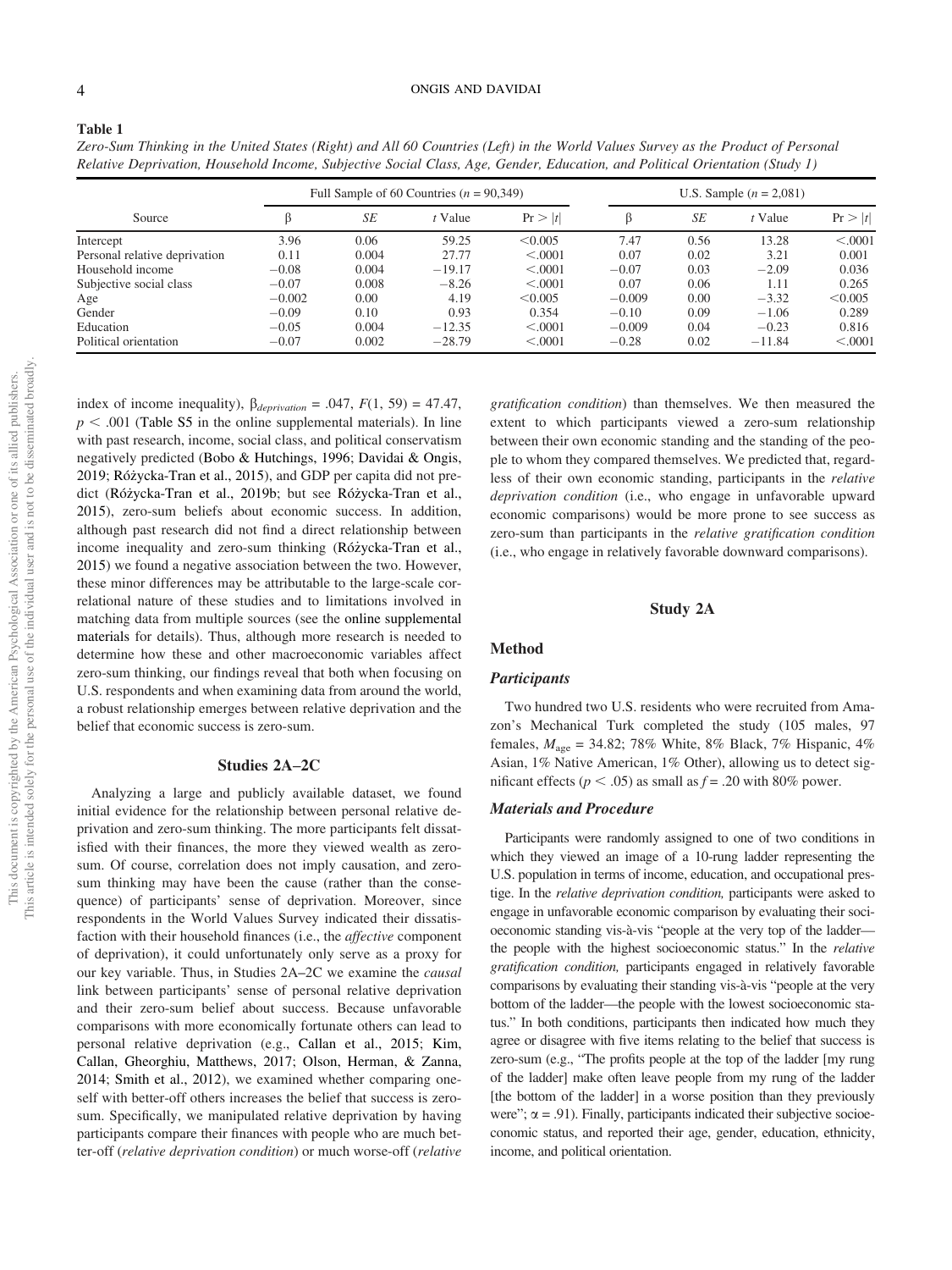**Table 1**

*Zero-Sum Thinking in the United States (Right) and All 60 Countries (Left) in the World Values Survey as the Product of Personal Relative Deprivation, Household Income, Subjective Social Class, Age, Gender, Education, and Political Orientation (Study 1)*

| Source | Full Sample of 60 Countries ($n$ = 90,349) | | | | U.S. Sample ($n$ = 2,081) | | | |
|---|---|---|---|---|---|---|---|---|
| | β | *SE* | *t* Value | Pr > \|*t*\| | β | *SE* | *t* Value | Pr > \|*t*\| |
| Intercept | 3.96 | 0.06 | 59.25 | <0.005 | 7.47 | 0.56 | 13.28 | <.0001 |
| Personal relative deprivation | 0.11 | 0.004 | 27.77 | <.0001 | 0.07 | 0.02 | 3.21 | 0.001 |
| Household income | −0.08 | 0.004 | −19.17 | <.0001 | −0.07 | 0.03 | −2.09 | 0.036 |
| Subjective social class | −0.07 | 0.008 | −8.26 | <.0001 | 0.07 | 0.06 | 1.11 | 0.265 |
| Age | −0.002 | 0.00 | 4.19 | <0.005 | −0.009 | 0.00 | −3.32 | <0.005 |
| Gender | −0.09 | 0.10 | 0.93 | 0.354 | −0.10 | 0.09 | −1.06 | 0.289 |
| Education | −0.05 | 0.004 | −12.35 | <.0001 | −0.009 | 0.04 | −0.23 | 0.816 |
| Political orientation | −0.07 | 0.002 | −28.79 | <.0001 | −0.28 | 0.02 | −11.84 | <.0001 |

index of income inequality), $\beta_{deprivation}$ = .047, $F(1, 59)$ = 47.47, $p < .001$ (Table S5 in the online supplemental materials). In line with past research, income, social class, and political conservatism negatively predicted (Bobo & Hutchings, 1996; Davidai & Ongis, 2019; Różycka-Tran et al., 2015), and GDP per capita did not predict (Różycka-Tran et al., 2019b; but see Różycka-Tran et al., 2015), zero-sum beliefs about economic success. In addition, although past research did not find a direct relationship between income inequality and zero-sum thinking (Różycka-Tran et al., 2015) we found a negative association between the two. However, these minor differences may be attributable to the large-scale correlational nature of these studies and to limitations involved in matching data from multiple sources (see the online supplemental materials for details). Thus, although more research is needed to determine how these and other macroeconomic variables affect zero-sum thinking, our findings reveal that both when focusing on U.S. respondents and when examining data from around the world, a robust relationship emerges between relative deprivation and the belief that economic success is zero-sum.

## Studies 2A–2C

Analyzing a large and publicly available dataset, we found initial evidence for the relationship between personal relative deprivation and zero-sum thinking. The more participants felt dissatisfied with their finances, the more they viewed wealth as zero-sum. Of course, correlation does not imply causation, and zero-sum thinking may have been the cause (rather than the consequence) of participants' sense of deprivation. Moreover, since respondents in the World Values Survey indicated their dissatisfaction with their household finances (i.e., the *affective* component of deprivation), it could unfortunately only serve as a proxy for our key variable. Thus, in Studies 2A–2C we examine the *causal* link between participants' sense of personal relative deprivation and their zero-sum belief about success. Because unfavorable comparisons with more economically fortunate others can lead to personal relative deprivation (e.g., Callan et al., 2015; Kim, Callan, Gheorghiu, Matthews, 2017; Olson, Herman, & Zanna, 2014; Smith et al., 2012), we examined whether comparing oneself with better-off others increases the belief that success is zero-sum. Specifically, we manipulated relative deprivation by having participants compare their finances with people who are much better-off (*relative deprivation condition*) or much worse-off (*relative gratification condition*) than themselves. We then measured the extent to which participants viewed a zero-sum relationship between their own economic standing and the standing of the people to whom they compared themselves. We predicted that, regardless of their own economic standing, participants in the *relative deprivation condition* (i.e., who engage in unfavorable upward economic comparisons) would be more prone to see success as zero-sum than participants in the *relative gratification condition* (i.e., who engage in relatively favorable downward comparisons).

## Study 2A

### Method

#### Participants

Two hundred two U.S. residents who were recruited from Amazon's Mechanical Turk completed the study (105 males, 97 females, $M_{age}$ = 34.82; 78% White, 8% Black, 7% Hispanic, 4% Asian, 1% Native American, 1% Other), allowing us to detect significant effects ($p < .05$) as small as $f$ = .20 with 80% power.

#### Materials and Procedure

Participants were randomly assigned to one of two conditions in which they viewed an image of a 10-rung ladder representing the U.S. population in terms of income, education, and occupational prestige. In the *relative deprivation condition,* participants were asked to engage in unfavorable economic comparison by evaluating their socioeconomic standing vis-à-vis "people at the very top of the ladder—the people with the highest socioeconomic status." In the *relative gratification condition,* participants engaged in relatively favorable comparisons by evaluating their standing vis-à-vis "people at the very bottom of the ladder—the people with the lowest socioeconomic status." In both conditions, participants then indicated how much they agree or disagree with five items relating to the belief that success is zero-sum (e.g., "The profits people at the top of the ladder [my rung of the ladder] make often leave people from my rung of the ladder [the bottom of the ladder] in a worse position than they previously were"; α = .91). Finally, participants indicated their subjective socioeconomic status, and reported their age, gender, education, ethnicity, income, and political orientation.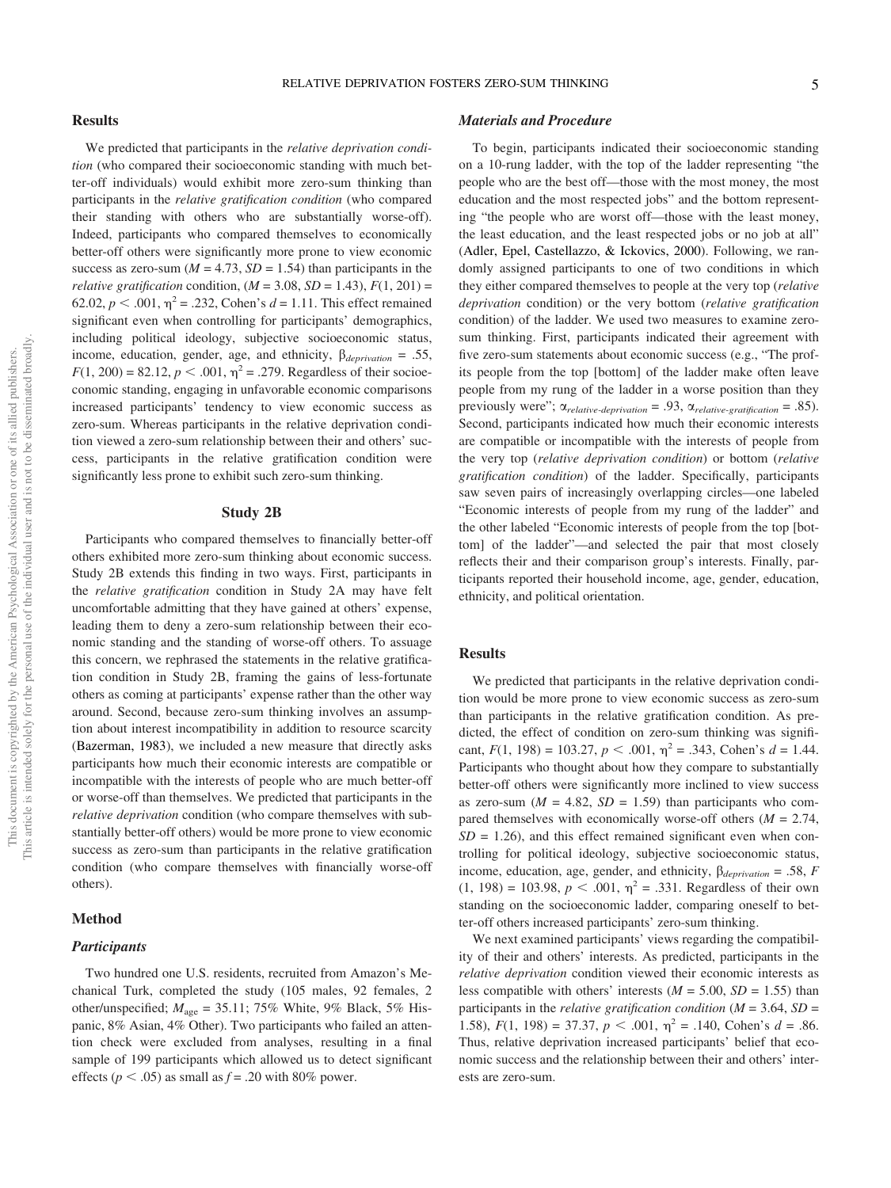## Results

We predicted that participants in the *relative deprivation condition* (who compared their socioeconomic standing with much better-off individuals) would exhibit more zero-sum thinking than participants in the *relative gratification condition* (who compared their standing with others who are substantially worse-off). Indeed, participants who compared themselves to economically better-off others were significantly more prone to view economic success as zero-sum ($M = 4.73$, $SD = 1.54$) than participants in the *relative gratification* condition, ($M = 3.08$, $SD = 1.43$), $F(1, 201) = 62.02$, $p < .001$, $\eta^2 = .232$, Cohen's $d = 1.11$. This effect remained significant even when controlling for participants' demographics, including political ideology, subjective socioeconomic status, income, education, gender, age, and ethnicity, $\beta_{deprivation} = .55$, $F(1, 200) = 82.12$, $p < .001$, $\eta^2 = .279$. Regardless of their socioeconomic standing, engaging in unfavorable economic comparisons increased participants' tendency to view economic success as zero-sum. Whereas participants in the relative deprivation condition viewed a zero-sum relationship between their and others' success, participants in the relative gratification condition were significantly less prone to exhibit such zero-sum thinking.

# Study 2B

Participants who compared themselves to financially better-off others exhibited more zero-sum thinking about economic success. Study 2B extends this finding in two ways. First, participants in the *relative gratification* condition in Study 2A may have felt uncomfortable admitting that they have gained at others' expense, leading them to deny a zero-sum relationship between their economic standing and the standing of worse-off others. To assuage this concern, we rephrased the statements in the relative gratification condition in Study 2B, framing the gains of less-fortunate others as coming at participants' expense rather than the other way around. Second, because zero-sum thinking involves an assumption about interest incompatibility in addition to resource scarcity (Bazerman, 1983), we included a new measure that directly asks participants how much their economic interests are compatible or incompatible with the interests of people who are much better-off or worse-off than themselves. We predicted that participants in the *relative deprivation* condition (who compare themselves with substantially better-off others) would be more prone to view economic success as zero-sum than participants in the relative gratification condition (who compare themselves with financially worse-off others).

## Method

### Participants

Two hundred one U.S. residents, recruited from Amazon's Mechanical Turk, completed the study (105 males, 92 females, 2 other/unspecified; $M_{age} = 35.11$; 75% White, 9% Black, 5% Hispanic, 8% Asian, 4% Other). Two participants who failed an attention check were excluded from analyses, resulting in a final sample of 199 participants which allowed us to detect significant effects ($p < .05$) as small as $f = .20$ with 80% power.

### Materials and Procedure

To begin, participants indicated their socioeconomic standing on a 10-rung ladder, with the top of the ladder representing "the people who are the best off—those with the most money, the most education and the most respected jobs" and the bottom representing "the people who are worst off—those with the least money, the least education, and the least respected jobs or no job at all" (Adler, Epel, Castellazzo, & Ickovics, 2000). Following, we randomly assigned participants to one of two conditions in which they either compared themselves to people at the very top (*relative deprivation* condition) or the very bottom (*relative gratification* condition) of the ladder. We used two measures to examine zero-sum thinking. First, participants indicated their agreement with five zero-sum statements about economic success (e.g., "The profits people from the top [bottom] of the ladder make often leave people from my rung of the ladder in a worse position than they previously were"; $\alpha_{relative\text{-}deprivation} = .93$, $\alpha_{relative\text{-}gratification} = .85$). Second, participants indicated how much their economic interests are compatible or incompatible with the interests of people from the very top (*relative deprivation condition*) or bottom (*relative gratification condition*) of the ladder. Specifically, participants saw seven pairs of increasingly overlapping circles—one labeled "Economic interests of people from my rung of the ladder" and the other labeled "Economic interests of people from the top [bottom] of the ladder"—and selected the pair that most closely reflects their and their comparison group's interests. Finally, participants reported their household income, age, gender, education, ethnicity, and political orientation.

## Results

We predicted that participants in the relative deprivation condition would be more prone to view economic success as zero-sum than participants in the relative gratification condition. As predicted, the effect of condition on zero-sum thinking was significant, $F(1, 198) = 103.27$, $p < .001$, $\eta^2 = .343$, Cohen's $d = 1.44$. Participants who thought about how they compare to substantially better-off others were significantly more inclined to view success as zero-sum ($M = 4.82$, $SD = 1.59$) than participants who compared themselves with economically worse-off others ($M = 2.74$, $SD = 1.26$), and this effect remained significant even when controlling for political ideology, subjective socioeconomic status, income, education, age, gender, and ethnicity, $\beta_{deprivation} = .58$, $F(1, 198) = 103.98$, $p < .001$, $\eta^2 = .331$. Regardless of their own standing on the socioeconomic ladder, comparing oneself to better-off others increased participants' zero-sum thinking.

We next examined participants' views regarding the compatibility of their and others' interests. As predicted, participants in the *relative deprivation* condition viewed their economic interests as less compatible with others' interests ($M = 5.00$, $SD = 1.55$) than participants in the *relative gratification condition* ($M = 3.64$, $SD = 1.58$), $F(1, 198) = 37.37$, $p < .001$, $\eta^2 = .140$, Cohen's $d = .86$. Thus, relative deprivation increased participants' belief that economic success and the relationship between their and others' interests are zero-sum.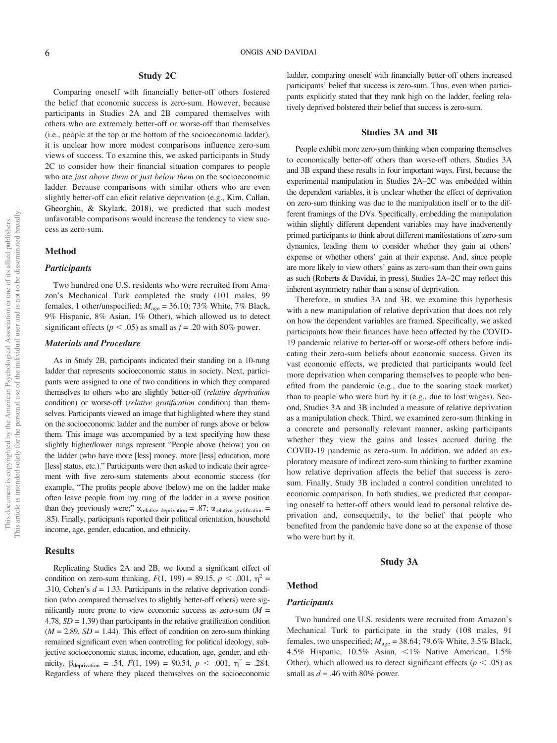## Study 2C

Comparing oneself with financially better-off others fostered the belief that economic success is zero-sum. However, because participants in Studies 2A and 2B compared themselves with others who are extremely better-off or worse-off than themselves (i.e., people at the top or the bottom of the socioeconomic ladder), it is unclear how more modest comparisons influence zero-sum views of success. To examine this, we asked participants in Study 2C to consider how their financial situation compares to people who are *just above them* or *just below them* on the socioeconomic ladder. Because comparisons with similar others who are even slightly better-off can elicit relative deprivation (e.g., Kim, Callan, Gheorghiu, & Skylark, 2018), we predicted that such modest unfavorable comparisons would increase the tendency to view success as zero-sum.

### Method

#### *Participants*

Two hundred one U.S. residents who were recruited from Amazon's Mechanical Turk completed the study (101 males, 99 females, 1 other/unspecified; $M_{age}$ = 36.10; 73% White, 7% Black, 9% Hispanic, 8% Asian, 1% Other), which allowed us to detect significant effects ($p < .05$) as small as $f = .20$ with 80% power.

#### *Materials and Procedure*

As in Study 2B, participants indicated their standing on a 10-rung ladder that represents socioeconomic status in society. Next, participants were assigned to one of two conditions in which they compared themselves to others who are slightly better-off (*relative deprivation* condition) or worse-off (*relative gratification* condition) than themselves. Participants viewed an image that highlighted where they stand on the socioeconomic ladder and the number of rungs above or below them. This image was accompanied by a text specifying how these slightly higher/lower rungs represent "People above (below) you on the ladder (who have more [less] money, more [less] education, more [less] status, etc.)." Participants were then asked to indicate their agreement with five zero-sum statements about economic success (for example, "The profits people above (below) me on the ladder make often leave people from my rung of the ladder in a worse position than they previously were;" $\alpha_{\text{relative deprivation}} = .87$; $\alpha_{\text{relative gratification}} = .85$). Finally, participants reported their political orientation, household income, age, gender, education, and ethnicity.

### Results

Replicating Studies 2A and 2B, we found a significant effect of condition on zero-sum thinking, $F(1, 199) = 89.15$, $p < .001$, $\eta^2 = .310$, Cohen's $d = 1.33$. Participants in the relative deprivation condition (who compared themselves to slightly better-off others) were significantly more prone to view economic success as zero-sum ($M = 4.78$, $SD = 1.39$) than participants in the relative gratification condition ($M = 2.89$, $SD = 1.44$). This effect of condition on zero-sum thinking remained significant even when controlling for political ideology, subjective socioeconomic status, income, education, age, gender, and ethnicity, $\beta_{\text{deprivation}} = .54$, $F(1, 199) = 90.54$, $p < .001$, $\eta^2 = .284$. Regardless of where they placed themselves on the socioeconomic ladder, comparing oneself with financially better-off others increased participants' belief that success is zero-sum. Thus, even when participants explicitly stated that they rank high on the ladder, feeling relatively deprived bolstered their belief that success is zero-sum.

## Studies 3A and 3B

People exhibit more zero-sum thinking when comparing themselves to economically better-off others than worse-off others. Studies 3A and 3B expand these results in four important ways. First, because the experimental manipulation in Studies 2A–2C was embedded within the dependent variables, it is unclear whether the effect of deprivation on zero-sum thinking was due to the manipulation itself or to the different framings of the DVs. Specifically, embedding the manipulation within slightly different dependent variables may have inadvertently primed participants to think about different manifestations of zero-sum dynamics, leading them to consider whether they gain at others' expense or whether others' gain at their expense. And, since people are more likely to view others' gains as zero-sum than their own gains as such (Roberts & Davidai, in press), Studies 2A–2C may reflect this inherent asymmetry rather than a sense of deprivation.

Therefore, in studies 3A and 3B, we examine this hypothesis with a new manipulation of relative deprivation that does not rely on how the dependent variables are framed. Specifically, we asked participants how their finances have been affected by the COVID-19 pandemic relative to better-off or worse-off others before indicating their zero-sum beliefs about economic success. Given its vast economic effects, we predicted that participants would feel more deprivation when comparing themselves to people who benefited from the pandemic (e.g., due to the soaring stock market) than to people who were hurt by it (e.g., due to lost wages). Second, Studies 3A and 3B included a measure of relative deprivation as a manipulation check. Third, we examined zero-sum thinking in a concrete and personally relevant manner, asking participants whether they view the gains and losses accrued during the COVID-19 pandemic as zero-sum. In addition, we added an exploratory measure of indirect zero-sum thinking to further examine how relative deprivation affects the belief that success is zero-sum. Finally, Study 3B included a control condition unrelated to economic comparison. In both studies, we predicted that comparing oneself to better-off others would lead to personal relative deprivation and, consequently, to the belief that people who benefited from the pandemic have done so at the expense of those who were hurt by it.

## Study 3A

### Method

#### *Participants*

Two hundred one U.S. residents were recruited from Amazon's Mechanical Turk to participate in the study (108 males, 91 females, two unspecified; $M_{age}$ = 38.64; 79.6% White, 3.5% Black, 4.5% Hispanic, 10.5% Asian, <1% Native American, 1.5% Other), which allowed us to detect significant effects ($p < .05$) as small as $d = .46$ with 80% power.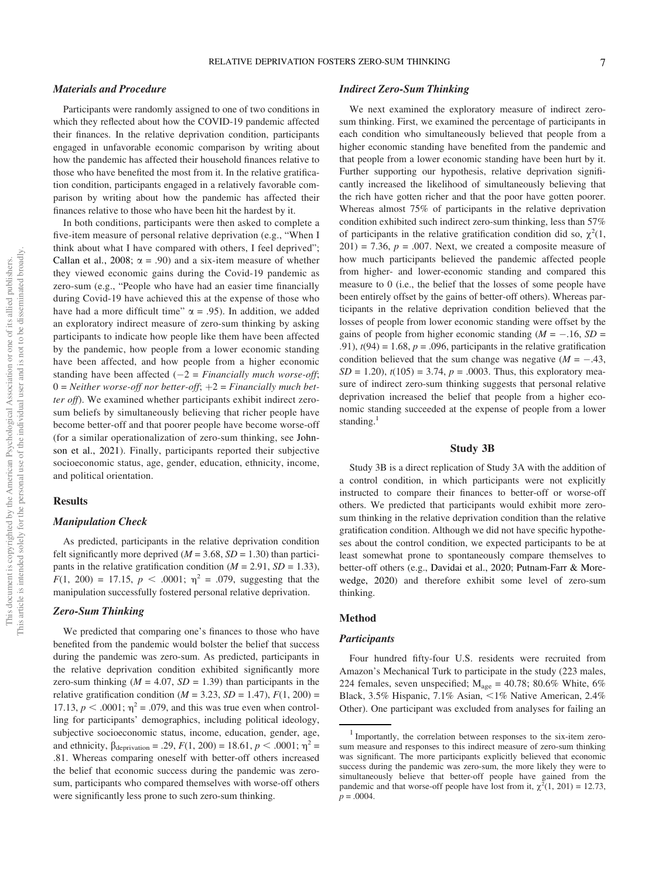### *Materials and Procedure*

Participants were randomly assigned to one of two conditions in which they reflected about how the COVID-19 pandemic affected their finances. In the relative deprivation condition, participants engaged in unfavorable economic comparison by writing about how the pandemic has affected their household finances relative to those who have benefited the most from it. In the relative gratification condition, participants engaged in a relatively favorable comparison by writing about how the pandemic has affected their finances relative to those who have been hit the hardest by it.

In both conditions, participants were then asked to complete a five-item measure of personal relative deprivation (e.g., "When I think about what I have compared with others, I feel deprived"; Callan et al., 2008; $\alpha = .90$) and a six-item measure of whether they viewed economic gains during the Covid-19 pandemic as zero-sum (e.g., "People who have had an easier time financially during Covid-19 have achieved this at the expense of those who have had a more difficult time" $\alpha = .95$). In addition, we added an exploratory indirect measure of zero-sum thinking by asking participants to indicate how people like them have been affected by the pandemic, how people from a lower economic standing have been affected, and how people from a higher economic standing have been affected ($-2$ = *Financially much worse-off*; $0$ = *Neither worse-off nor better-off*; $+2$ = *Financially much better off*). We examined whether participants exhibit indirect zero-sum beliefs by simultaneously believing that richer people have become better-off and that poorer people have become worse-off (for a similar operationalization of zero-sum thinking, see Johnson et al., 2021). Finally, participants reported their subjective socioeconomic status, age, gender, education, ethnicity, income, and political orientation.

## Results

### *Manipulation Check*

As predicted, participants in the relative deprivation condition felt significantly more deprived ($M = 3.68$, $SD = 1.30$) than participants in the relative gratification condition ($M = 2.91$, $SD = 1.33$), $F(1, 200) = 17.15$, $p < .0001$; $\eta^2 = .079$, suggesting that the manipulation successfully fostered personal relative deprivation.

### *Zero-Sum Thinking*

We predicted that comparing one's finances to those who have benefited from the pandemic would bolster the belief that success during the pandemic was zero-sum. As predicted, participants in the relative deprivation condition exhibited significantly more zero-sum thinking ($M = 4.07$, $SD = 1.39$) than participants in the relative gratification condition ($M = 3.23$, $SD = 1.47$), $F(1, 200) = 17.13$, $p < .0001$; $\eta^2 = .079$, and this was true even when controlling for participants' demographics, including political ideology, subjective socioeconomic status, income, education, gender, age, and ethnicity, $\beta_{\text{deprivation}} = .29$, $F(1, 200) = 18.61$, $p < .0001$; $\eta^2 = .81$. Whereas comparing oneself with better-off others increased the belief that economic success during the pandemic was zero-sum, participants who compared themselves with worse-off others were significantly less prone to such zero-sum thinking.

### *Indirect Zero-Sum Thinking*

We next examined the exploratory measure of indirect zero-sum thinking. First, we examined the percentage of participants in each condition who simultaneously believed that people from a higher economic standing have benefited from the pandemic and that people from a lower economic standing have been hurt by it. Further supporting our hypothesis, relative deprivation significantly increased the likelihood of simultaneously believing that the rich have gotten richer and that the poor have gotten poorer. Whereas almost 75% of participants in the relative deprivation condition exhibited such indirect zero-sum thinking, less than 57% of participants in the relative gratification condition did so, $\chi^2(1, 201) = 7.36$, $p = .007$. Next, we created a composite measure of how much participants believed the pandemic affected people from higher- and lower-economic standing and compared this measure to 0 (i.e., the belief that the losses of some people have been entirely offset by the gains of better-off others). Whereas participants in the relative deprivation condition believed that the losses of people from lower economic standing were offset by the gains of people from higher economic standing ($M = -.16$, $SD = .91$), $t(94) = 1.68$, $p = .096$, participants in the relative gratification condition believed that the sum change was negative ($M = -.43$, $SD = 1.20$), $t(105) = 3.74$, $p = .0003$. Thus, this exploratory measure of indirect zero-sum thinking suggests that personal relative deprivation increased the belief that people from a higher economic standing succeeded at the expense of people from a lower standing.[1]

# Study 3B

Study 3B is a direct replication of Study 3A with the addition of a control condition, in which participants were not explicitly instructed to compare their finances to better-off or worse-off others. We predicted that participants would exhibit more zero-sum thinking in the relative deprivation condition than the relative gratification condition. Although we did not have specific hypotheses about the control condition, we expected participants to be at least somewhat prone to spontaneously compare themselves to better-off others (e.g., Davidai et al., 2020; Putnam-Farr & Morewedge, 2020) and therefore exhibit some level of zero-sum thinking.

## Method

### *Participants*

Four hundred fifty-four U.S. residents were recruited from Amazon's Mechanical Turk to participate in the study (223 males, 224 females, seven unspecified; $M_{\text{age}} = 40.78$; 80.6% White, 6% Black, 3.5% Hispanic, 7.1% Asian, <1% Native American, 2.4% Other). One participant was excluded from analyses for failing an

---

[1] Importantly, the correlation between responses to the six-item zero-sum measure and responses to this indirect measure of zero-sum thinking was significant. The more participants explicitly believed that economic success during the pandemic was zero-sum, the more likely they were to simultaneously believe that better-off people have gained from the pandemic and that worse-off people have lost from it, $\chi^2(1, 201) = 12.73$, $p = .0004$.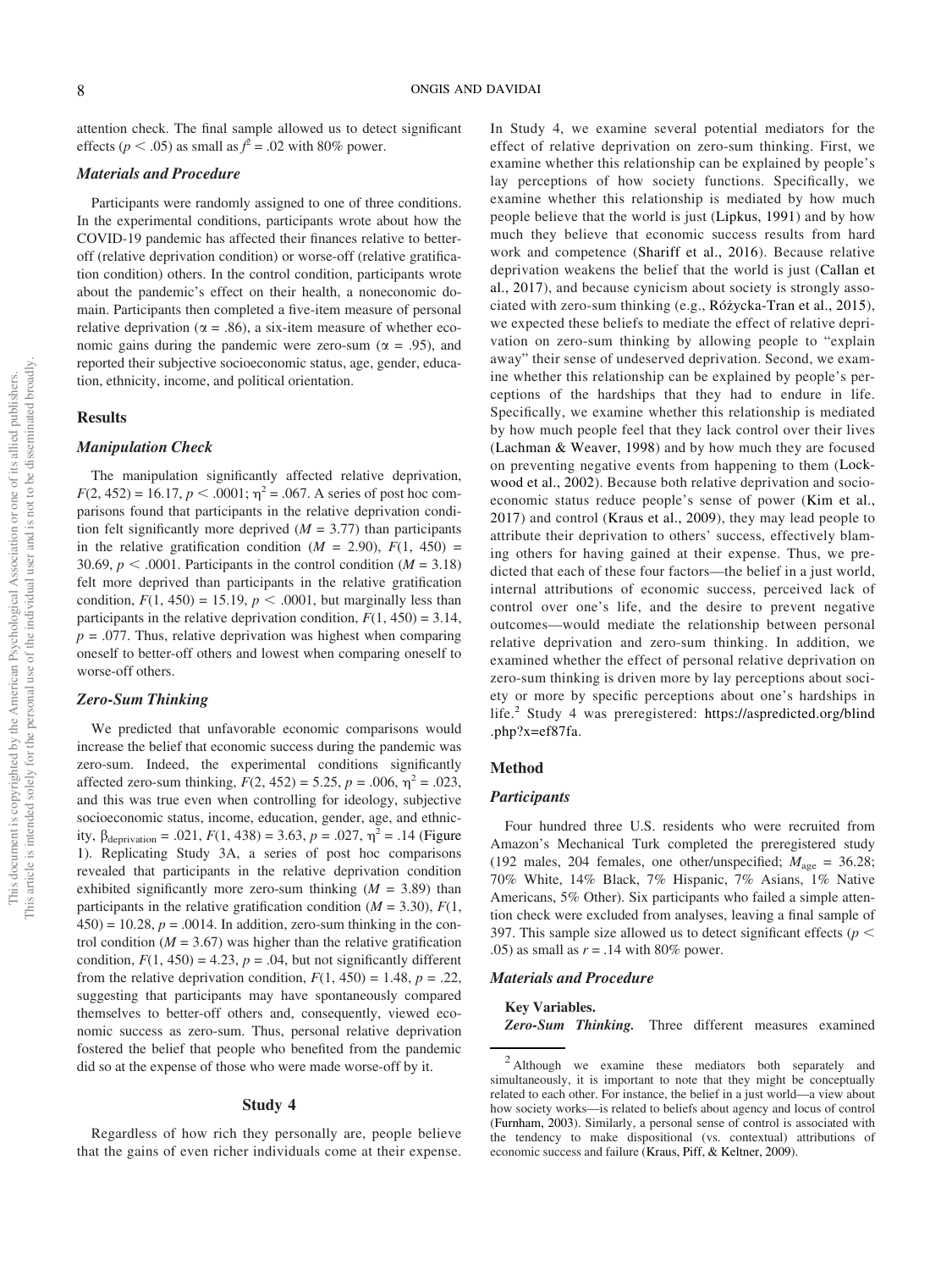attention check. The final sample allowed us to detect significant effects ($p < .05$) as small as $f^2 = .02$ with 80% power.

### Materials and Procedure

Participants were randomly assigned to one of three conditions. In the experimental conditions, participants wrote about how the COVID-19 pandemic has affected their finances relative to better-off (relative deprivation condition) or worse-off (relative gratification condition) others. In the control condition, participants wrote about the pandemic's effect on their health, a noneconomic domain. Participants then completed a five-item measure of personal relative deprivation ($\alpha = .86$), a six-item measure of whether economic gains during the pandemic were zero-sum ($\alpha = .95$), and reported their subjective socioeconomic status, age, gender, education, ethnicity, income, and political orientation.

## Results

### Manipulation Check

The manipulation significantly affected relative deprivation, $F(2, 452) = 16.17$, $p < .0001$; $\eta^2 = .067$. A series of post hoc comparisons found that participants in the relative deprivation condition felt significantly more deprived ($M = 3.77$) than participants in the relative gratification condition ($M = 2.90$), $F(1, 450) = 30.69$, $p < .0001$. Participants in the control condition ($M = 3.18$) felt more deprived than participants in the relative gratification condition, $F(1, 450) = 15.19$, $p < .0001$, but marginally less than participants in the relative deprivation condition, $F(1, 450) = 3.14$, $p = .077$. Thus, relative deprivation was highest when comparing oneself to better-off others and lowest when comparing oneself to worse-off others.

### Zero-Sum Thinking

We predicted that unfavorable economic comparisons would increase the belief that economic success during the pandemic was zero-sum. Indeed, the experimental conditions significantly affected zero-sum thinking, $F(2, 452) = 5.25$, $p = .006$, $\eta^2 = .023$, and this was true even when controlling for ideology, subjective socioeconomic status, income, education, gender, age, and ethnicity, $\beta_{\text{deprivation}} = .021$, $F(1, 438) = 3.63$, $p = .027$, $\eta^2 = .14$ (Figure 1). Replicating Study 3A, a series of post hoc comparisons revealed that participants in the relative deprivation condition exhibited significantly more zero-sum thinking ($M = 3.89$) than participants in the relative gratification condition ($M = 3.30$), $F(1, 450) = 10.28$, $p = .0014$. In addition, zero-sum thinking in the control condition ($M = 3.67$) was higher than the relative gratification condition, $F(1, 450) = 4.23$, $p = .04$, but not significantly different from the relative deprivation condition, $F(1, 450) = 1.48$, $p = .22$, suggesting that participants may have spontaneously compared themselves to better-off others and, consequently, viewed economic success as zero-sum. Thus, personal relative deprivation fostered the belief that people who benefited from the pandemic did so at the expense of those who were made worse-off by it.

## Study 4

Regardless of how rich they personally are, people believe that the gains of even richer individuals come at their expense. In Study 4, we examine several potential mediators for the effect of relative deprivation on zero-sum thinking. First, we examine whether this relationship can be explained by people's lay perceptions of how society functions. Specifically, we examine whether this relationship is mediated by how much people believe that the world is just (Lipkus, 1991) and by how much they believe that economic success results from hard work and competence (Shariff et al., 2016). Because relative deprivation weakens the belief that the world is just (Callan et al., 2017), and because cynicism about society is strongly associated with zero-sum thinking (e.g., Różycka-Tran et al., 2015), we expected these beliefs to mediate the effect of relative deprivation on zero-sum thinking by allowing people to "explain away" their sense of undeserved deprivation. Second, we examine whether this relationship can be explained by people's perceptions of the hardships that they had to endure in life. Specifically, we examine whether this relationship is mediated by how much people feel that they lack control over their lives (Lachman & Weaver, 1998) and by how much they are focused on preventing negative events from happening to them (Lockwood et al., 2002). Because both relative deprivation and socioeconomic status reduce people's sense of power (Kim et al., 2017) and control (Kraus et al., 2009), they may lead people to attribute their deprivation to others' success, effectively blaming others for having gained at their expense. Thus, we predicted that each of these four factors—the belief in a just world, internal attributions of economic success, perceived lack of control over one's life, and the desire to prevent negative outcomes—would mediate the relationship between personal relative deprivation and zero-sum thinking. In addition, we examined whether the effect of personal relative deprivation on zero-sum thinking is driven more by lay perceptions about society or more by specific perceptions about one's hardships in life.[2] Study 4 was preregistered: https://aspredicted.org/blind.php?x=ef87fa.

## Method

### Participants

Four hundred three U.S. residents who were recruited from Amazon's Mechanical Turk completed the preregistered study (192 males, 204 females, one other/unspecified; $M_{\text{age}} = 36.28$; 70% White, 14% Black, 7% Hispanic, 7% Asians, 1% Native Americans, 5% Other). Six participants who failed a simple attention check were excluded from analyses, leaving a final sample of 397. This sample size allowed us to detect significant effects ($p < .05$) as small as $r = .14$ with 80% power.

### Materials and Procedure

**Key Variables.**

***Zero-Sum Thinking.*** Three different measures examined

[2] Although we examine these mediators both separately and simultaneously, it is important to note that they might be conceptually related to each other. For instance, the belief in a just world—a view about how society works—is related to beliefs about agency and locus of control (Furnham, 2003). Similarly, a personal sense of control is associated with the tendency to make dispositional (vs. contextual) attributions of economic success and failure (Kraus, Piff, & Keltner, 2009).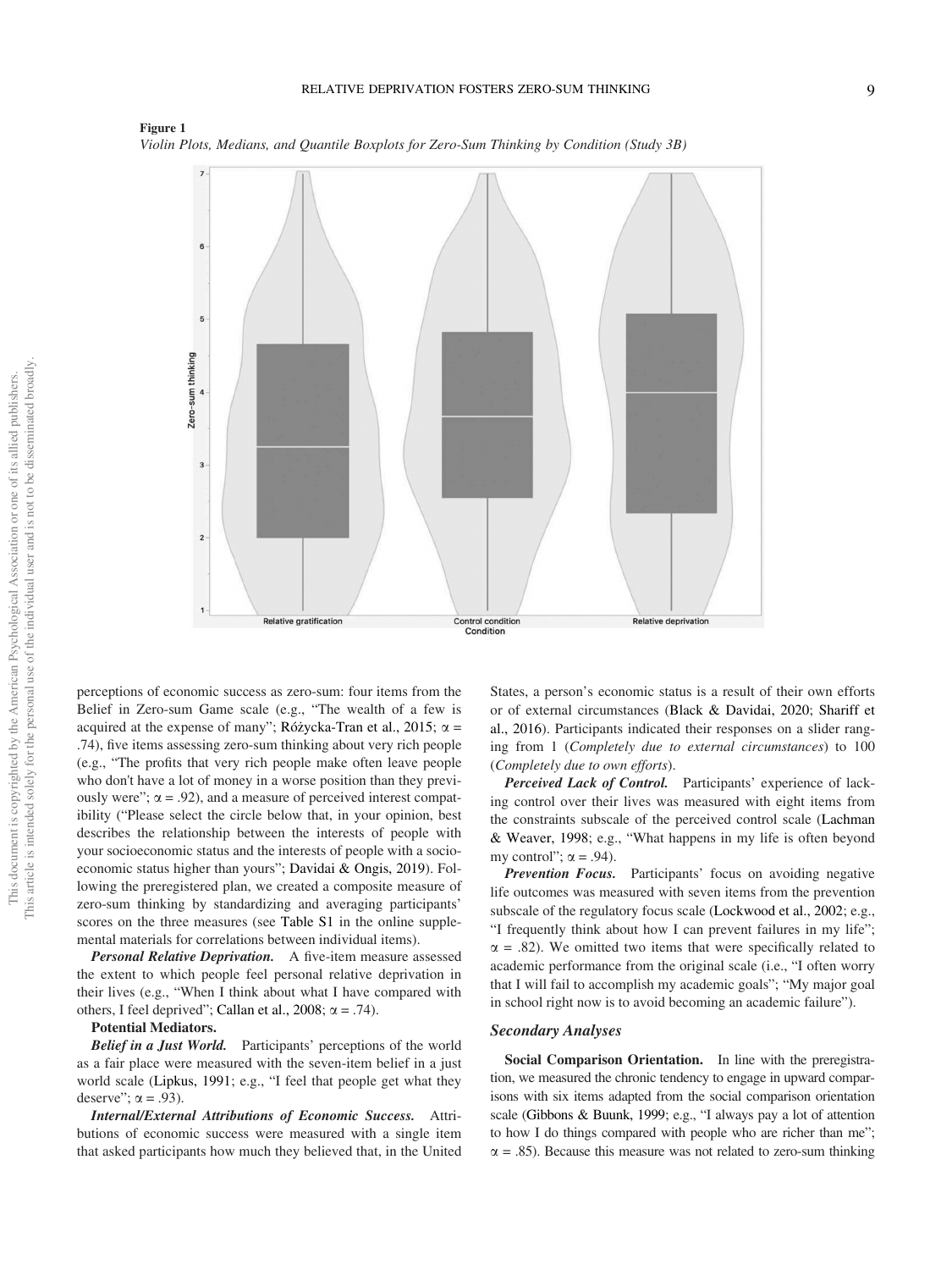**Figure 1**

*Violin Plots, Medians, and Quantile Boxplots for Zero-Sum Thinking by Condition (Study 3B)*

perceptions of economic success as zero-sum: four items from the Belief in Zero-sum Game scale (e.g., "The wealth of a few is acquired at the expense of many"; Różycka-Tran et al., 2015; α = .74), five items assessing zero-sum thinking about very rich people (e.g., "The profits that very rich people make often leave people who don't have a lot of money in a worse position than they previously were"; α = .92), and a measure of perceived interest compatibility ("Please select the circle below that, in your opinion, best describes the relationship between the interests of people with your socioeconomic status and the interests of people with a socioeconomic status higher than yours"; Davidai & Ongis, 2019). Following the preregistered plan, we created a composite measure of zero-sum thinking by standardizing and averaging participants' scores on the three measures (see Table S1 in the online supplemental materials for correlations between individual items).

***Personal Relative Deprivation.*** A five-item measure assessed the extent to which people feel personal relative deprivation in their lives (e.g., "When I think about what I have compared with others, I feel deprived"; Callan et al., 2008; α = .74).

**Potential Mediators.**

***Belief in a Just World.*** Participants' perceptions of the world as a fair place were measured with the seven-item belief in a just world scale (Lipkus, 1991; e.g., "I feel that people get what they deserve"; α = .93).

***Internal/External Attributions of Economic Success.*** Attributions of economic success were measured with a single item that asked participants how much they believed that, in the United States, a person's economic status is a result of their own efforts or of external circumstances (Black & Davidai, 2020; Shariff et al., 2016). Participants indicated their responses on a slider ranging from 1 (*Completely due to external circumstances*) to 100 (*Completely due to own efforts*).

***Perceived Lack of Control.*** Participants' experience of lacking control over their lives was measured with eight items from the constraints subscale of the perceived control scale (Lachman & Weaver, 1998; e.g., "What happens in my life is often beyond my control"; α = .94).

***Prevention Focus.*** Participants' focus on avoiding negative life outcomes was measured with seven items from the prevention subscale of the regulatory focus scale (Lockwood et al., 2002; e.g., "I frequently think about how I can prevent failures in my life"; α = .82). We omitted two items that were specifically related to academic performance from the original scale (i.e., "I often worry that I will fail to accomplish my academic goals"; "My major goal in school right now is to avoid becoming an academic failure").

### *Secondary Analyses*

**Social Comparison Orientation.** In line with the preregistration, we measured the chronic tendency to engage in upward comparisons with six items adapted from the social comparison orientation scale (Gibbons & Buunk, 1999; e.g., "I always pay a lot of attention to how I do things compared with people who are richer than me"; α = .85). Because this measure was not related to zero-sum thinking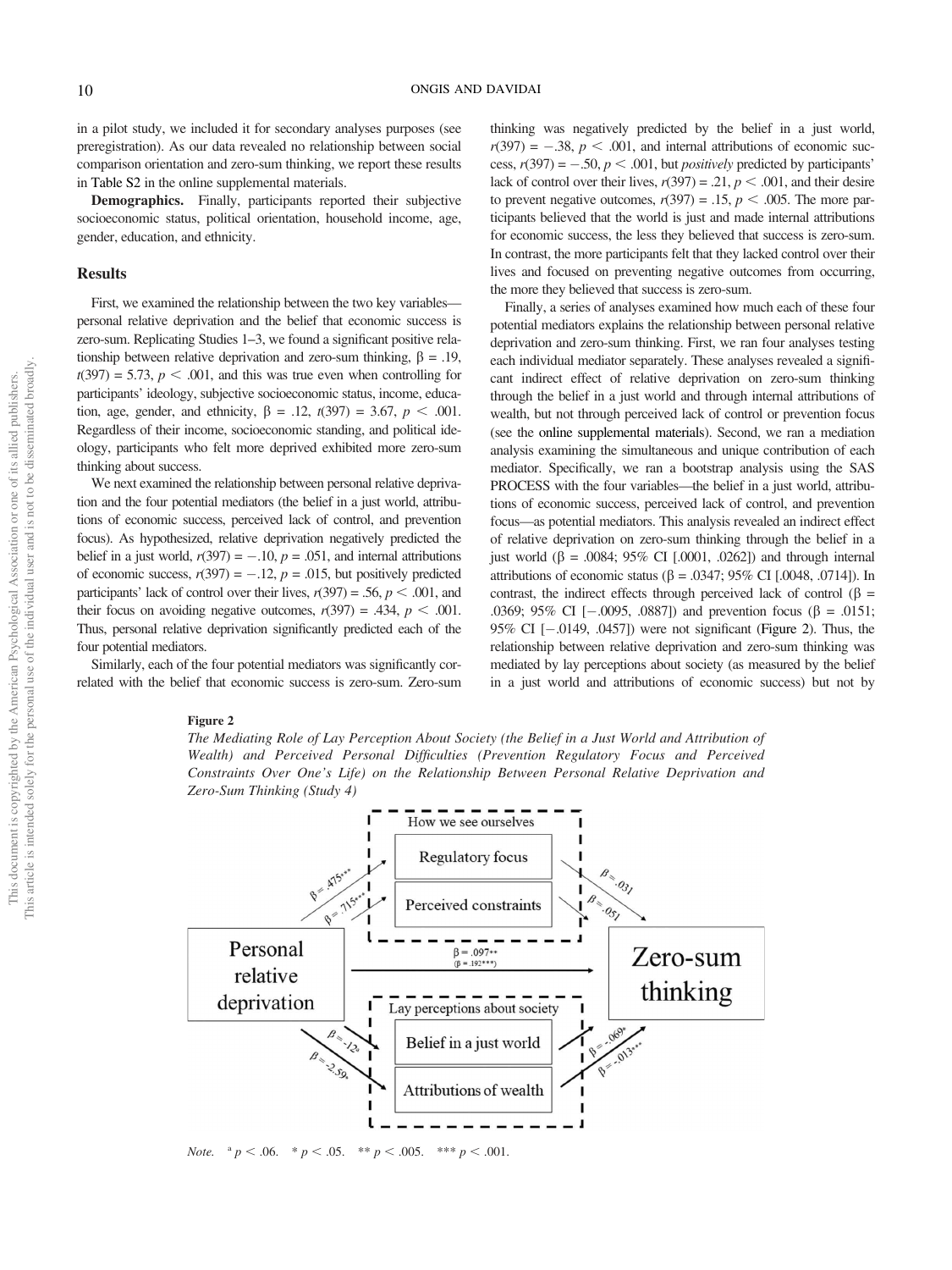in a pilot study, we included it for secondary analyses purposes (see preregistration). As our data revealed no relationship between social comparison orientation and zero-sum thinking, we report these results in Table S2 in the online supplemental materials.

**Demographics.** Finally, participants reported their subjective socioeconomic status, political orientation, household income, age, gender, education, and ethnicity.

## Results

First, we examined the relationship between the two key variables—personal relative deprivation and the belief that economic success is zero-sum. Replicating Studies 1–3, we found a significant positive relationship between relative deprivation and zero-sum thinking, β = .19, $t(397) = 5.73$, $p < .001$, and this was true even when controlling for participants' ideology, subjective socioeconomic status, income, education, age, gender, and ethnicity, β = .12, $t(397) = 3.67$, $p < .001$. Regardless of their income, socioeconomic standing, and political ideology, participants who felt more deprived exhibited more zero-sum thinking about success.

We next examined the relationship between personal relative deprivation and the four potential mediators (the belief in a just world, attributions of economic success, perceived lack of control, and prevention focus). As hypothesized, relative deprivation negatively predicted the belief in a just world, $r(397) = -.10$, $p = .051$, and internal attributions of economic success, $r(397) = -.12$, $p = .015$, but positively predicted participants' lack of control over their lives, $r(397) = .56$, $p < .001$, and their focus on avoiding negative outcomes, $r(397) = .434$, $p < .001$. Thus, personal relative deprivation significantly predicted each of the four potential mediators.

Similarly, each of the four potential mediators was significantly correlated with the belief that economic success is zero-sum. Zero-sum thinking was negatively predicted by the belief in a just world, $r(397) = -.38$, $p < .001$, and internal attributions of economic success, $r(397) = -.50$, $p < .001$, but *positively* predicted by participants' lack of control over their lives, $r(397) = .21$, $p < .001$, and their desire to prevent negative outcomes, $r(397) = .15$, $p < .005$. The more participants believed that the world is just and made internal attributions for economic success, the less they believed that success is zero-sum. In contrast, the more participants felt that they lacked control over their lives and focused on preventing negative outcomes from occurring, the more they believed that success is zero-sum.

Finally, a series of analyses examined how much each of these four potential mediators explains the relationship between personal relative deprivation and zero-sum thinking. First, we ran four analyses testing each individual mediator separately. These analyses revealed a significant indirect effect of relative deprivation on zero-sum thinking through the belief in a just world and through internal attributions of wealth, but not through perceived lack of control or prevention focus (see the online supplemental materials). Second, we ran a mediation analysis examining the simultaneous and unique contribution of each mediator. Specifically, we ran a bootstrap analysis using the SAS PROCESS with the four variables—the belief in a just world, attributions of economic success, perceived lack of control, and prevention focus—as potential mediators. This analysis revealed an indirect effect of relative deprivation on zero-sum thinking through the belief in a just world (β = .0084; 95% CI [.0001, .0262]) and through internal attributions of economic status (β = .0347; 95% CI [.0048, .0714]). In contrast, the indirect effects through perceived lack of control (β = .0369; 95% CI [−.0095, .0887]) and prevention focus (β = .0151; 95% CI [−.0149, .0457]) were not significant (Figure 2). Thus, the relationship between relative deprivation and zero-sum thinking was mediated by lay perceptions about society (as measured by the belief in a just world and attributions of economic success) but not by

**Figure 2**

*The Mediating Role of Lay Perception About Society (the Belief in a Just World and Attribution of Wealth) and Perceived Personal Difficulties (Prevention Regulatory Focus and Perceived Constraints Over One's Life) on the Relationship Between Personal Relative Deprivation and Zero-Sum Thinking (Study 4)*

*Note.* [a] $p < .06$. * $p < .05$. ** $p < .005$. *** $p < .001$.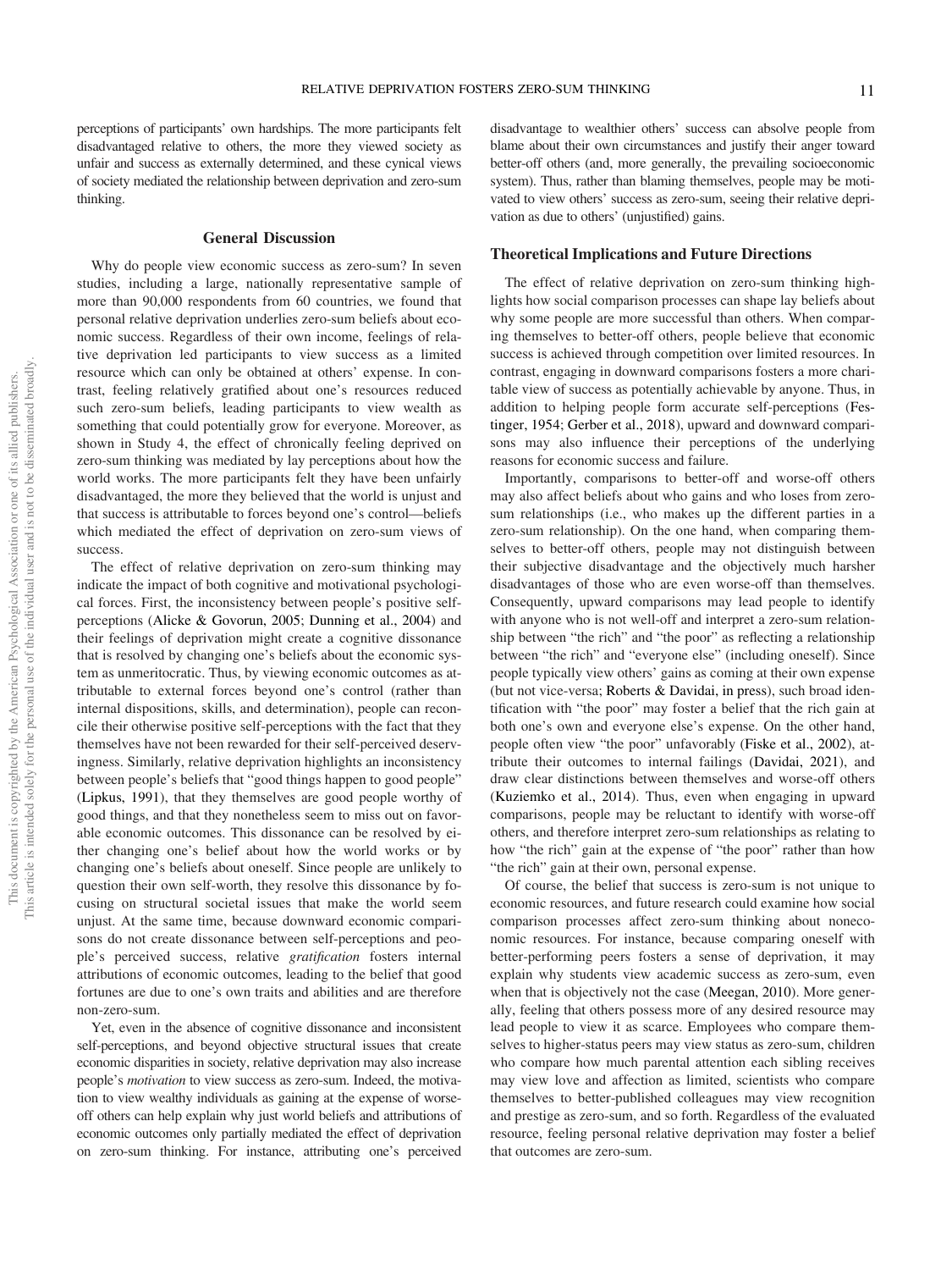perceptions of participants' own hardships. The more participants felt disadvantaged relative to others, the more they viewed society as unfair and success as externally determined, and these cynical views of society mediated the relationship between deprivation and zero-sum thinking.

## General Discussion

Why do people view economic success as zero-sum? In seven studies, including a large, nationally representative sample of more than 90,000 respondents from 60 countries, we found that personal relative deprivation underlies zero-sum beliefs about economic success. Regardless of their own income, feelings of relative deprivation led participants to view success as a limited resource which can only be obtained at others' expense. In contrast, feeling relatively gratified about one's resources reduced such zero-sum beliefs, leading participants to view wealth as something that could potentially grow for everyone. Moreover, as shown in Study 4, the effect of chronically feeling deprived on zero-sum thinking was mediated by lay perceptions about how the world works. The more participants felt they have been unfairly disadvantaged, the more they believed that the world is unjust and that success is attributable to forces beyond one's control—beliefs which mediated the effect of deprivation on zero-sum views of success.

The effect of relative deprivation on zero-sum thinking may indicate the impact of both cognitive and motivational psychological forces. First, the inconsistency between people's positive self-perceptions (Alicke & Govorun, 2005; Dunning et al., 2004) and their feelings of deprivation might create a cognitive dissonance that is resolved by changing one's beliefs about the economic system as unmeritocratic. Thus, by viewing economic outcomes as attributable to external forces beyond one's control (rather than internal dispositions, skills, and determination), people can reconcile their otherwise positive self-perceptions with the fact that they themselves have not been rewarded for their self-perceived deservingness. Similarly, relative deprivation highlights an inconsistency between people's beliefs that "good things happen to good people" (Lipkus, 1991), that they themselves are good people worthy of good things, and that they nonetheless seem to miss out on favorable economic outcomes. This dissonance can be resolved by either changing one's belief about how the world works or by changing one's beliefs about oneself. Since people are unlikely to question their own self-worth, they resolve this dissonance by focusing on structural societal issues that make the world seem unjust. At the same time, because downward economic comparisons do not create dissonance between self-perceptions and people's perceived success, relative *gratification* fosters internal attributions of economic outcomes, leading to the belief that good fortunes are due to one's own traits and abilities and are therefore non-zero-sum.

Yet, even in the absence of cognitive dissonance and inconsistent self-perceptions, and beyond objective structural issues that create economic disparities in society, relative deprivation may also increase people's *motivation* to view success as zero-sum. Indeed, the motivation to view wealthy individuals as gaining at the expense of worse-off others can help explain why just world beliefs and attributions of economic outcomes only partially mediated the effect of deprivation on zero-sum thinking. For instance, attributing one's perceived disadvantage to wealthier others' success can absolve people from blame about their own circumstances and justify their anger toward better-off others (and, more generally, the prevailing socioeconomic system). Thus, rather than blaming themselves, people may be motivated to view others' success as zero-sum, seeing their relative deprivation as due to others' (unjustified) gains.

### Theoretical Implications and Future Directions

The effect of relative deprivation on zero-sum thinking highlights how social comparison processes can shape lay beliefs about why some people are more successful than others. When comparing themselves to better-off others, people believe that economic success is achieved through competition over limited resources. In contrast, engaging in downward comparisons fosters a more charitable view of success as potentially achievable by anyone. Thus, in addition to helping people form accurate self-perceptions (Festinger, 1954; Gerber et al., 2018), upward and downward comparisons may also influence their perceptions of the underlying reasons for economic success and failure.

Importantly, comparisons to better-off and worse-off others may also affect beliefs about who gains and who loses from zero-sum relationships (i.e., who makes up the different parties in a zero-sum relationship). On the one hand, when comparing themselves to better-off others, people may not distinguish between their subjective disadvantage and the objectively much harsher disadvantages of those who are even worse-off than themselves. Consequently, upward comparisons may lead people to identify with anyone who is not well-off and interpret a zero-sum relationship between "the rich" and "the poor" as reflecting a relationship between "the rich" and "everyone else" (including oneself). Since people typically view others' gains as coming at their own expense (but not vice-versa; Roberts & Davidai, in press), such broad identification with "the poor" may foster a belief that the rich gain at both one's own and everyone else's expense. On the other hand, people often view "the poor" unfavorably (Fiske et al., 2002), attribute their outcomes to internal failings (Davidai, 2021), and draw clear distinctions between themselves and worse-off others (Kuziemko et al., 2014). Thus, even when engaging in upward comparisons, people may be reluctant to identify with worse-off others, and therefore interpret zero-sum relationships as relating to how "the rich" gain at the expense of "the poor" rather than how "the rich" gain at their own, personal expense.

Of course, the belief that success is zero-sum is not unique to economic resources, and future research could examine how social comparison processes affect zero-sum thinking about noneconomic resources. For instance, because comparing oneself with better-performing peers fosters a sense of deprivation, it may explain why students view academic success as zero-sum, even when that is objectively not the case (Meegan, 2010). More generally, feeling that others possess more of any desired resource may lead people to view it as scarce. Employees who compare themselves to higher-status peers may view status as zero-sum, children who compare how much parental attention each sibling receives may view love and affection as limited, scientists who compare themselves to better-published colleagues may view recognition and prestige as zero-sum, and so forth. Regardless of the evaluated resource, feeling personal relative deprivation may foster a belief that outcomes are zero-sum.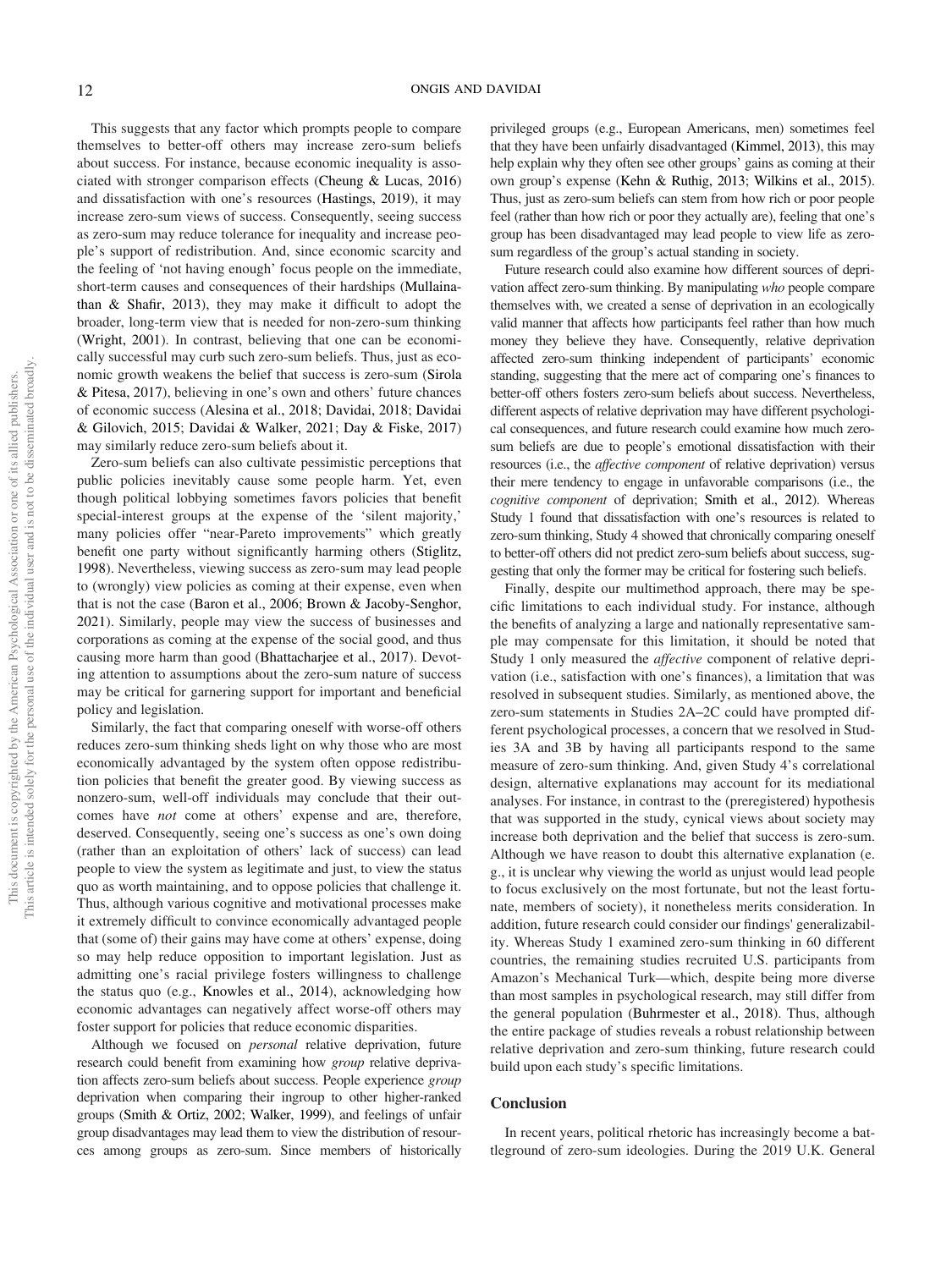This suggests that any factor which prompts people to compare themselves to better-off others may increase zero-sum beliefs about success. For instance, because economic inequality is associated with stronger comparison effects (Cheung & Lucas, 2016) and dissatisfaction with one's resources (Hastings, 2019), it may increase zero-sum views of success. Consequently, seeing success as zero-sum may reduce tolerance for inequality and increase people's support of redistribution. And, since economic scarcity and the feeling of 'not having enough' focus people on the immediate, short-term causes and consequences of their hardships (Mullainathan & Shafir, 2013), they may make it difficult to adopt the broader, long-term view that is needed for non-zero-sum thinking (Wright, 2001). In contrast, believing that one can be economically successful may curb such zero-sum beliefs. Thus, just as economic growth weakens the belief that success is zero-sum (Sirola & Pitesa, 2017), believing in one's own and others' future chances of economic success (Alesina et al., 2018; Davidai, 2018; Davidai & Gilovich, 2015; Davidai & Walker, 2021; Day & Fiske, 2017) may similarly reduce zero-sum beliefs about it.

Zero-sum beliefs can also cultivate pessimistic perceptions that public policies inevitably cause some people harm. Yet, even though political lobbying sometimes favors policies that benefit special-interest groups at the expense of the 'silent majority,' many policies offer "near-Pareto improvements" which greatly benefit one party without significantly harming others (Stiglitz, 1998). Nevertheless, viewing success as zero-sum may lead people to (wrongly) view policies as coming at their expense, even when that is not the case (Baron et al., 2006; Brown & Jacoby-Senghor, 2021). Similarly, people may view the success of businesses and corporations as coming at the expense of the social good, and thus causing more harm than good (Bhattacharjee et al., 2017). Devoting attention to assumptions about the zero-sum nature of success may be critical for garnering support for important and beneficial policy and legislation.

Similarly, the fact that comparing oneself with worse-off others reduces zero-sum thinking sheds light on why those who are most economically advantaged by the system often oppose redistribution policies that benefit the greater good. By viewing success as nonzero-sum, well-off individuals may conclude that their outcomes have *not* come at others' expense and are, therefore, deserved. Consequently, seeing one's success as one's own doing (rather than an exploitation of others' lack of success) can lead people to view the system as legitimate and just, to view the status quo as worth maintaining, and to oppose policies that challenge it. Thus, although various cognitive and motivational processes make it extremely difficult to convince economically advantaged people that (some of) their gains may have come at others' expense, doing so may help reduce opposition to important legislation. Just as admitting one's racial privilege fosters willingness to challenge the status quo (e.g., Knowles et al., 2014), acknowledging how economic advantages can negatively affect worse-off others may foster support for policies that reduce economic disparities.

Although we focused on *personal* relative deprivation, future research could benefit from examining how *group* relative deprivation affects zero-sum beliefs about success. People experience *group* deprivation when comparing their ingroup to other higher-ranked groups (Smith & Ortiz, 2002; Walker, 1999), and feelings of unfair group disadvantages may lead them to view the distribution of resources among groups as zero-sum. Since members of historically privileged groups (e.g., European Americans, men) sometimes feel that they have been unfairly disadvantaged (Kimmel, 2013), this may help explain why they often see other groups' gains as coming at their own group's expense (Kehn & Ruthig, 2013; Wilkins et al., 2015). Thus, just as zero-sum beliefs can stem from how rich or poor people feel (rather than how rich or poor they actually are), feeling that one's group has been disadvantaged may lead people to view life as zero-sum regardless of the group's actual standing in society.

Future research could also examine how different sources of deprivation affect zero-sum thinking. By manipulating *who* people compare themselves with, we created a sense of deprivation in an ecologically valid manner that affects how participants feel rather than how much money they believe they have. Consequently, relative deprivation affected zero-sum thinking independent of participants' economic standing, suggesting that the mere act of comparing one's finances to better-off others fosters zero-sum beliefs about success. Nevertheless, different aspects of relative deprivation may have different psychological consequences, and future research could examine how much zero-sum beliefs are due to people's emotional dissatisfaction with their resources (i.e., the *affective component* of relative deprivation) versus their mere tendency to engage in unfavorable comparisons (i.e., the *cognitive component* of deprivation; Smith et al., 2012). Whereas Study 1 found that dissatisfaction with one's resources is related to zero-sum thinking, Study 4 showed that chronically comparing oneself to better-off others did not predict zero-sum beliefs about success, suggesting that only the former may be critical for fostering such beliefs.

Finally, despite our multimethod approach, there may be specific limitations to each individual study. For instance, although the benefits of analyzing a large and nationally representative sample may compensate for this limitation, it should be noted that Study 1 only measured the *affective* component of relative deprivation (i.e., satisfaction with one's finances), a limitation that was resolved in subsequent studies. Similarly, as mentioned above, the zero-sum statements in Studies 2A–2C could have prompted different psychological processes, a concern that we resolved in Studies 3A and 3B by having all participants respond to the same measure of zero-sum thinking. And, given Study 4's correlational design, alternative explanations may account for its mediational analyses. For instance, in contrast to the (preregistered) hypothesis that was supported in the study, cynical views about society may increase both deprivation and the belief that success is zero-sum. Although we have reason to doubt this alternative explanation (e.g., it is unclear why viewing the world as unjust would lead people to focus exclusively on the most fortunate, but not the least fortunate, members of society), it nonetheless merits consideration. In addition, future research could consider our findings' generalizability. Whereas Study 1 examined zero-sum thinking in 60 different countries, the remaining studies recruited U.S. participants from Amazon's Mechanical Turk—which, despite being more diverse than most samples in psychological research, may still differ from the general population (Buhrmester et al., 2018). Thus, although the entire package of studies reveals a robust relationship between relative deprivation and zero-sum thinking, future research could build upon each study's specific limitations.

## Conclusion

In recent years, political rhetoric has increasingly become a battleground of zero-sum ideologies. During the 2019 U.K. General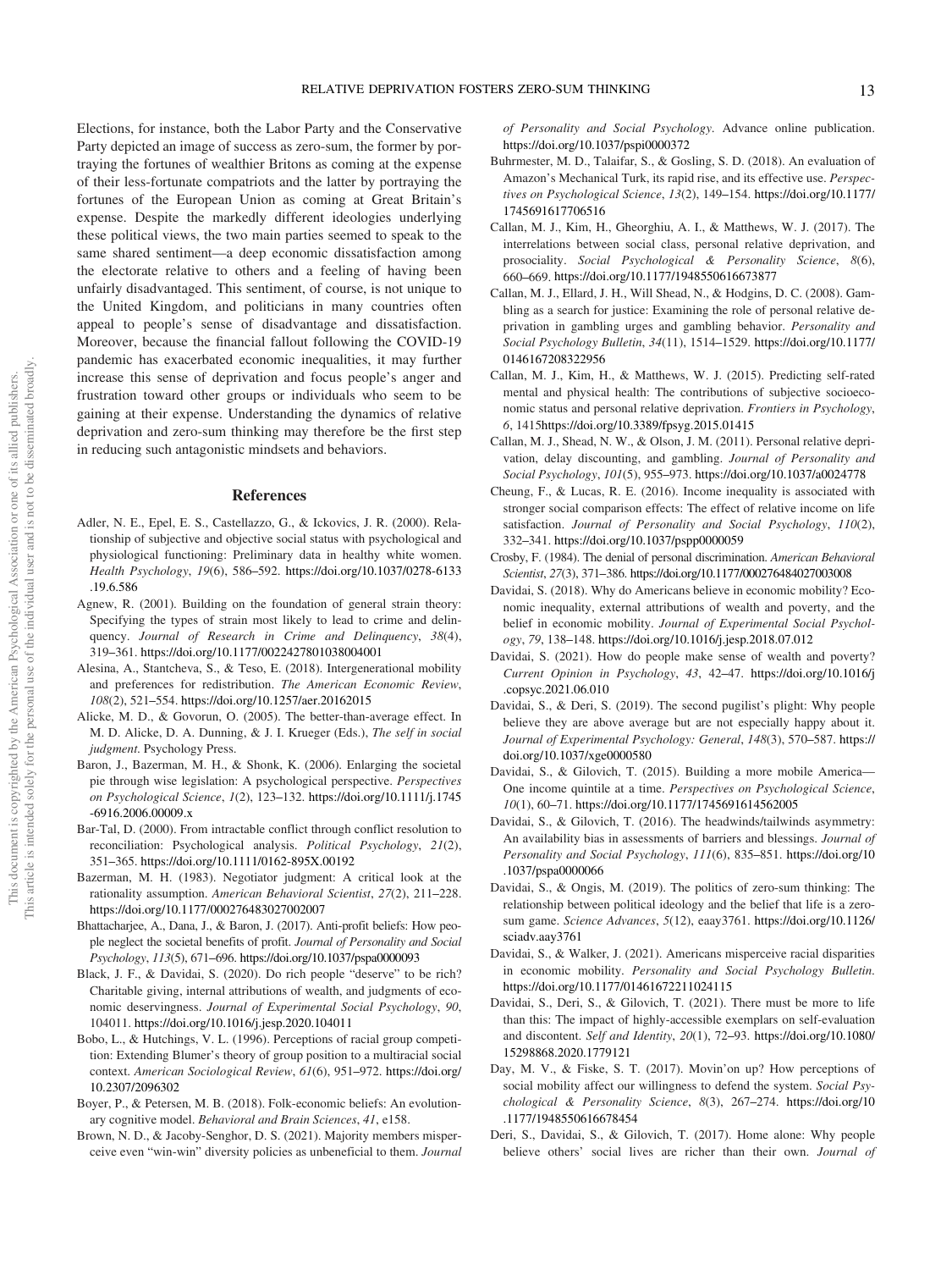Elections, for instance, both the Labor Party and the Conservative Party depicted an image of success as zero-sum, the former by portraying the fortunes of wealthier Britons as coming at the expense of their less-fortunate compatriots and the latter by portraying the fortunes of the European Union as coming at Great Britain's expense. Despite the markedly different ideologies underlying these political views, the two main parties seemed to speak to the same shared sentiment—a deep economic dissatisfaction among the electorate relative to others and a feeling of having been unfairly disadvantaged. This sentiment, of course, is not unique to the United Kingdom, and politicians in many countries often appeal to people's sense of disadvantage and dissatisfaction. Moreover, because the financial fallout following the COVID-19 pandemic has exacerbated economic inequalities, it may further increase this sense of deprivation and focus people's anger and frustration toward other groups or individuals who seem to be gaining at their expense. Understanding the dynamics of relative deprivation and zero-sum thinking may therefore be the first step in reducing such antagonistic mindsets and behaviors.

## References

Adler, N. E., Epel, E. S., Castellazzo, G., & Ickovics, J. R. (2000). Relationship of subjective and objective social status with psychological and physiological functioning: Preliminary data in healthy white women. *Health Psychology*, *19*(6), 586–592. https://doi.org/10.1037/0278-6133.19.6.586

Agnew, R. (2001). Building on the foundation of general strain theory: Specifying the types of strain most likely to lead to crime and delinquency. *Journal of Research in Crime and Delinquency*, *38*(4), 319–361. https://doi.org/10.1177/0022427801038004001

Alesina, A., Stantcheva, S., & Teso, E. (2018). Intergenerational mobility and preferences for redistribution. *The American Economic Review*, *108*(2), 521–554. https://doi.org/10.1257/aer.20162015

Alicke, M. D., & Govorun, O. (2005). The better-than-average effect. In M. D. Alicke, D. A. Dunning, & J. I. Krueger (Eds.), *The self in social judgment*. Psychology Press.

Baron, J., Bazerman, M. H., & Shonk, K. (2006). Enlarging the societal pie through wise legislation: A psychological perspective. *Perspectives on Psychological Science*, *1*(2), 123–132. https://doi.org/10.1111/j.1745-6916.2006.00009.x

Bar-Tal, D. (2000). From intractable conflict through conflict resolution to reconciliation: Psychological analysis. *Political Psychology*, *21*(2), 351–365. https://doi.org/10.1111/0162-895X.00192

Bazerman, M. H. (1983). Negotiator judgment: A critical look at the rationality assumption. *American Behavioral Scientist*, *27*(2), 211–228. https://doi.org/10.1177/000276483027002007

Bhattacharjee, A., Dana, J., & Baron, J. (2017). Anti-profit beliefs: How people neglect the societal benefits of profit. *Journal of Personality and Social Psychology*, *113*(5), 671–696. https://doi.org/10.1037/pspa0000093

Black, J. F., & Davidai, S. (2020). Do rich people "deserve" to be rich? Charitable giving, internal attributions of wealth, and judgments of economic deservingness. *Journal of Experimental Social Psychology*, *90*, 104011. https://doi.org/10.1016/j.jesp.2020.104011

Bobo, L., & Hutchings, V. L. (1996). Perceptions of racial group competition: Extending Blumer's theory of group position to a multiracial social context. *American Sociological Review*, *61*(6), 951–972. https://doi.org/10.2307/2096302

Boyer, P., & Petersen, M. B. (2018). Folk-economic beliefs: An evolutionary cognitive model. *Behavioral and Brain Sciences*, *41*, e158.

Brown, N. D., & Jacoby-Senghor, D. S. (2021). Majority members misperceive even "win-win" diversity policies as unbeneficial to them. *Journal of Personality and Social Psychology*. Advance online publication. https://doi.org/10.1037/pspi0000372

Buhrmester, M. D., Talaifar, S., & Gosling, S. D. (2018). An evaluation of Amazon's Mechanical Turk, its rapid rise, and its effective use. *Perspectives on Psychological Science*, *13*(2), 149–154. https://doi.org/10.1177/1745691617706516

Callan, M. J., Kim, H., Gheorghiu, A. I., & Matthews, W. J. (2017). The interrelations between social class, personal relative deprivation, and prosociality. *Social Psychological & Personality Science*, *8*(6), 660–669. https://doi.org/10.1177/1948550616673877

Callan, M. J., Ellard, J. H., Will Shead, N., & Hodgins, D. C. (2008). Gambling as a search for justice: Examining the role of personal relative deprivation in gambling urges and gambling behavior. *Personality and Social Psychology Bulletin*, *34*(11), 1514–1529. https://doi.org/10.1177/0146167208322956

Callan, M. J., Kim, H., & Matthews, W. J. (2015). Predicting self-rated mental and physical health: The contributions of subjective socioeconomic status and personal relative deprivation. *Frontiers in Psychology*, *6*, 1415https://doi.org/10.3389/fpsyg.2015.01415

Callan, M. J., Shead, N. W., & Olson, J. M. (2011). Personal relative deprivation, delay discounting, and gambling. *Journal of Personality and Social Psychology*, *101*(5), 955–973. https://doi.org/10.1037/a0024778

Cheung, F., & Lucas, R. E. (2016). Income inequality is associated with stronger social comparison effects: The effect of relative income on life satisfaction. *Journal of Personality and Social Psychology*, *110*(2), 332–341. https://doi.org/10.1037/pspp0000059

Crosby, F. (1984). The denial of personal discrimination. *American Behavioral Scientist*, *27*(3), 371–386. https://doi.org/10.1177/000276484027003008

Davidai, S. (2018). Why do Americans believe in economic mobility? Economic inequality, external attributions of wealth and poverty, and the belief in economic mobility. *Journal of Experimental Social Psychology*, *79*, 138–148. https://doi.org/10.1016/j.jesp.2018.07.012

Davidai, S. (2021). How do people make sense of wealth and poverty? *Current Opinion in Psychology*, *43*, 42–47. https://doi.org/10.1016/j.copsyc.2021.06.010

Davidai, S., & Deri, S. (2019). The second pugilist's plight: Why people believe they are above average but are not especially happy about it. *Journal of Experimental Psychology: General*, *148*(3), 570–587. https://doi.org/10.1037/xge0000580

Davidai, S., & Gilovich, T. (2015). Building a more mobile America—One income quintile at a time. *Perspectives on Psychological Science*, *10*(1), 60–71. https://doi.org/10.1177/1745691614562005

Davidai, S., & Gilovich, T. (2016). The headwinds/tailwinds asymmetry: An availability bias in assessments of barriers and blessings. *Journal of Personality and Social Psychology*, *111*(6), 835–851. https://doi.org/10.1037/pspa0000066

Davidai, S., & Ongis, M. (2019). The politics of zero-sum thinking: The relationship between political ideology and the belief that life is a zero-sum game. *Science Advances*, *5*(12), eaay3761. https://doi.org/10.1126/sciadv.aay3761

Davidai, S., & Walker, J. (2021). Americans misperceive racial disparities in economic mobility. *Personality and Social Psychology Bulletin*. https://doi.org/10.1177/01461672211024115

Davidai, S., Deri, S., & Gilovich, T. (2021). There must be more to life than this: The impact of highly-accessible exemplars on self-evaluation and discontent. *Self and Identity*, *20*(1), 72–93. https://doi.org/10.1080/15298868.2020.1779121

Day, M. V., & Fiske, S. T. (2017). Movin'on up? How perceptions of social mobility affect our willingness to defend the system. *Social Psychological & Personality Science*, *8*(3), 267–274. https://doi.org/10.1177/1948550616678454

Deri, S., Davidai, S., & Gilovich, T. (2017). Home alone: Why people believe others' social lives are richer than their own. *Journal of*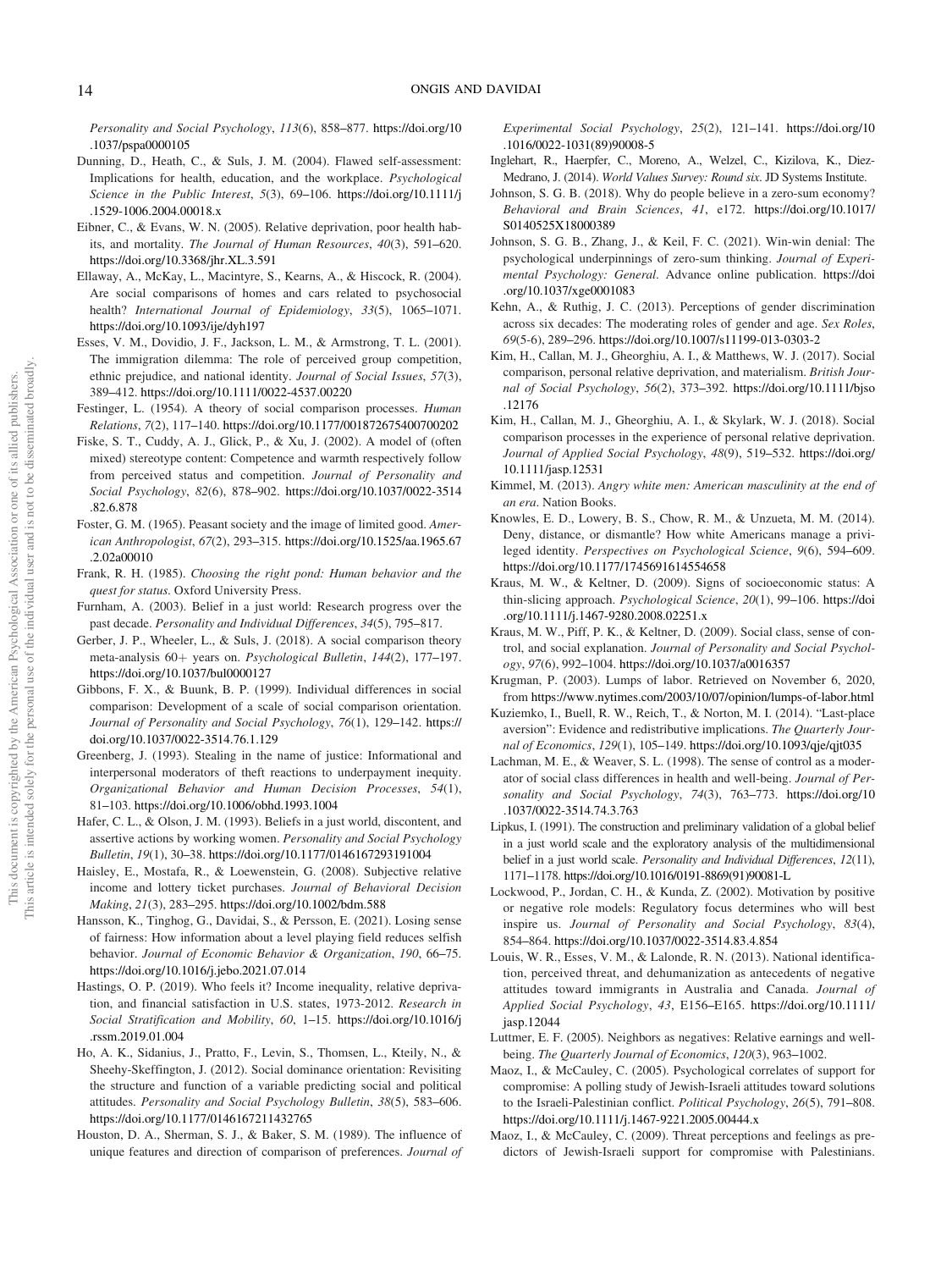*Personality and Social Psychology*, *113*(6), 858–877. https://doi.org/10.1037/pspa0000105

Dunning, D., Heath, C., & Suls, J. M. (2004). Flawed self-assessment: Implications for health, education, and the workplace. *Psychological Science in the Public Interest*, *5*(3), 69–106. https://doi.org/10.1111/j.1529-1006.2004.00018.x

Eibner, C., & Evans, W. N. (2005). Relative deprivation, poor health habits, and mortality. *The Journal of Human Resources*, *40*(3), 591–620. https://doi.org/10.3368/jhr.XL.3.591

Ellaway, A., McKay, L., Macintyre, S., Kearns, A., & Hiscock, R. (2004). Are social comparisons of homes and cars related to psychosocial health? *International Journal of Epidemiology*, *33*(5), 1065–1071. https://doi.org/10.1093/ije/dyh197

Esses, V. M., Dovidio, J. F., Jackson, L. M., & Armstrong, T. L. (2001). The immigration dilemma: The role of perceived group competition, ethnic prejudice, and national identity. *Journal of Social Issues*, *57*(3), 389–412. https://doi.org/10.1111/0022-4537.00220

Festinger, L. (1954). A theory of social comparison processes. *Human Relations*, *7*(2), 117–140. https://doi.org/10.1177/001872675400700202

Fiske, S. T., Cuddy, A. J., Glick, P., & Xu, J. (2002). A model of (often mixed) stereotype content: Competence and warmth respectively follow from perceived status and competition. *Journal of Personality and Social Psychology*, *82*(6), 878–902. https://doi.org/10.1037/0022-3514.82.6.878

Foster, G. M. (1965). Peasant society and the image of limited good. *American Anthropologist*, *67*(2), 293–315. https://doi.org/10.1525/aa.1965.67.2.02a00010

Frank, R. H. (1985). *Choosing the right pond: Human behavior and the quest for status*. Oxford University Press.

Furnham, A. (2003). Belief in a just world: Research progress over the past decade. *Personality and Individual Differences*, *34*(5), 795–817.

Gerber, J. P., Wheeler, L., & Suls, J. (2018). A social comparison theory meta-analysis 60+ years on. *Psychological Bulletin*, *144*(2), 177–197. https://doi.org/10.1037/bul0000127

Gibbons, F. X., & Buunk, B. P. (1999). Individual differences in social comparison: Development of a scale of social comparison orientation. *Journal of Personality and Social Psychology*, *76*(1), 129–142. https://doi.org/10.1037/0022-3514.76.1.129

Greenberg, J. (1993). Stealing in the name of justice: Informational and interpersonal moderators of theft reactions to underpayment inequity. *Organizational Behavior and Human Decision Processes*, *54*(1), 81–103. https://doi.org/10.1006/obhd.1993.1004

Hafer, C. L., & Olson, J. M. (1993). Beliefs in a just world, discontent, and assertive actions by working women. *Personality and Social Psychology Bulletin*, *19*(1), 30–38. https://doi.org/10.1177/0146167293191004

Haisley, E., Mostafa, R., & Loewenstein, G. (2008). Subjective relative income and lottery ticket purchases. *Journal of Behavioral Decision Making*, *21*(3), 283–295. https://doi.org/10.1002/bdm.588

Hansson, K., Tinghog, G., Davidai, S., & Persson, E. (2021). Losing sense of fairness: How information about a level playing field reduces selfish behavior. *Journal of Economic Behavior & Organization*, *190*, 66–75. https://doi.org/10.1016/j.jebo.2021.07.014

Hastings, O. P. (2019). Who feels it? Income inequality, relative deprivation, and financial satisfaction in U.S. states, 1973-2012. *Research in Social Stratification and Mobility*, *60*, 1–15. https://doi.org/10.1016/j.rssm.2019.01.004

Ho, A. K., Sidanius, J., Pratto, F., Levin, S., Thomsen, L., Kteily, N., & Sheehy-Skeffington, J. (2012). Social dominance orientation: Revisiting the structure and function of a variable predicting social and political attitudes. *Personality and Social Psychology Bulletin*, *38*(5), 583–606. https://doi.org/10.1177/0146167211432765

Houston, D. A., Sherman, S. J., & Baker, S. M. (1989). The influence of unique features and direction of comparison of preferences. *Journal of Experimental Social Psychology*, *25*(2), 121–141. https://doi.org/10.1016/0022-1031(89)90008-5

Inglehart, R., Haerpfer, C., Moreno, A., Welzel, C., Kizilova, K., Diez-Medrano, J. (2014). *World Values Survey: Round six*. JD Systems Institute.

Johnson, S. G. B. (2018). Why do people believe in a zero-sum economy? *Behavioral and Brain Sciences*, *41*, e172. https://doi.org/10.1017/S0140525X18000389

Johnson, S. G. B., Zhang, J., & Keil, F. C. (2021). Win-win denial: The psychological underpinnings of zero-sum thinking. *Journal of Experimental Psychology: General*. Advance online publication. https://doi.org/10.1037/xge0001083

Kehn, A., & Ruthig, J. C. (2013). Perceptions of gender discrimination across six decades: The moderating roles of gender and age. *Sex Roles*, *69*(5-6), 289–296. https://doi.org/10.1007/s11199-013-0303-2

Kim, H., Callan, M. J., Gheorghiu, A. I., & Matthews, W. J. (2017). Social comparison, personal relative deprivation, and materialism. *British Journal of Social Psychology*, *56*(2), 373–392. https://doi.org/10.1111/bjso.12176

Kim, H., Callan, M. J., Gheorghiu, A. I., & Skylark, W. J. (2018). Social comparison processes in the experience of personal relative deprivation. *Journal of Applied Social Psychology*, *48*(9), 519–532. https://doi.org/10.1111/jasp.12531

Kimmel, M. (2013). *Angry white men: American masculinity at the end of an era*. Nation Books.

Knowles, E. D., Lowery, B. S., Chow, R. M., & Unzueta, M. M. (2014). Deny, distance, or dismantle? How white Americans manage a privileged identity. *Perspectives on Psychological Science*, *9*(6), 594–609. https://doi.org/10.1177/1745691614554658

Kraus, M. W., & Keltner, D. (2009). Signs of socioeconomic status: A thin-slicing approach. *Psychological Science*, *20*(1), 99–106. https://doi.org/10.1111/j.1467-9280.2008.02251.x

Kraus, M. W., Piff, P. K., & Keltner, D. (2009). Social class, sense of control, and social explanation. *Journal of Personality and Social Psychology*, *97*(6), 992–1004. https://doi.org/10.1037/a0016357

Krugman, P. (2003). Lumps of labor. Retrieved on November 6, 2020, from https://www.nytimes.com/2003/10/07/opinion/lumps-of-labor.html

Kuziemko, I., Buell, R. W., Reich, T., & Norton, M. I. (2014). "Last-place aversion": Evidence and redistributive implications. *The Quarterly Journal of Economics*, *129*(1), 105–149. https://doi.org/10.1093/qje/qjt035

Lachman, M. E., & Weaver, S. L. (1998). The sense of control as a moderator of social class differences in health and well-being. *Journal of Personality and Social Psychology*, *74*(3), 763–773. https://doi.org/10.1037/0022-3514.74.3.763

Lipkus, I. (1991). The construction and preliminary validation of a global belief in a just world scale and the exploratory analysis of the multidimensional belief in a just world scale. *Personality and Individual Differences*, *12*(11), 1171–1178. https://doi.org/10.1016/0191-8869(91)90081-L

Lockwood, P., Jordan, C. H., & Kunda, Z. (2002). Motivation by positive or negative role models: Regulatory focus determines who will best inspire us. *Journal of Personality and Social Psychology*, *83*(4), 854–864. https://doi.org/10.1037/0022-3514.83.4.854

Louis, W. R., Esses, V. M., & Lalonde, R. N. (2013). National identification, perceived threat, and dehumanization as antecedents of negative attitudes toward immigrants in Australia and Canada. *Journal of Applied Social Psychology*, *43*, E156–E165. https://doi.org/10.1111/jasp.12044

Luttmer, E. F. (2005). Neighbors as negatives: Relative earnings and well-being. *The Quarterly Journal of Economics*, *120*(3), 963–1002.

Maoz, I., & McCauley, C. (2005). Psychological correlates of support for compromise: A polling study of Jewish-Israeli attitudes toward solutions to the Israeli-Palestinian conflict. *Political Psychology*, *26*(5), 791–808. https://doi.org/10.1111/j.1467-9221.2005.00444.x

Maoz, I., & McCauley, C. (2009). Threat perceptions and feelings as predictors of Jewish-Israeli support for compromise with Palestinians.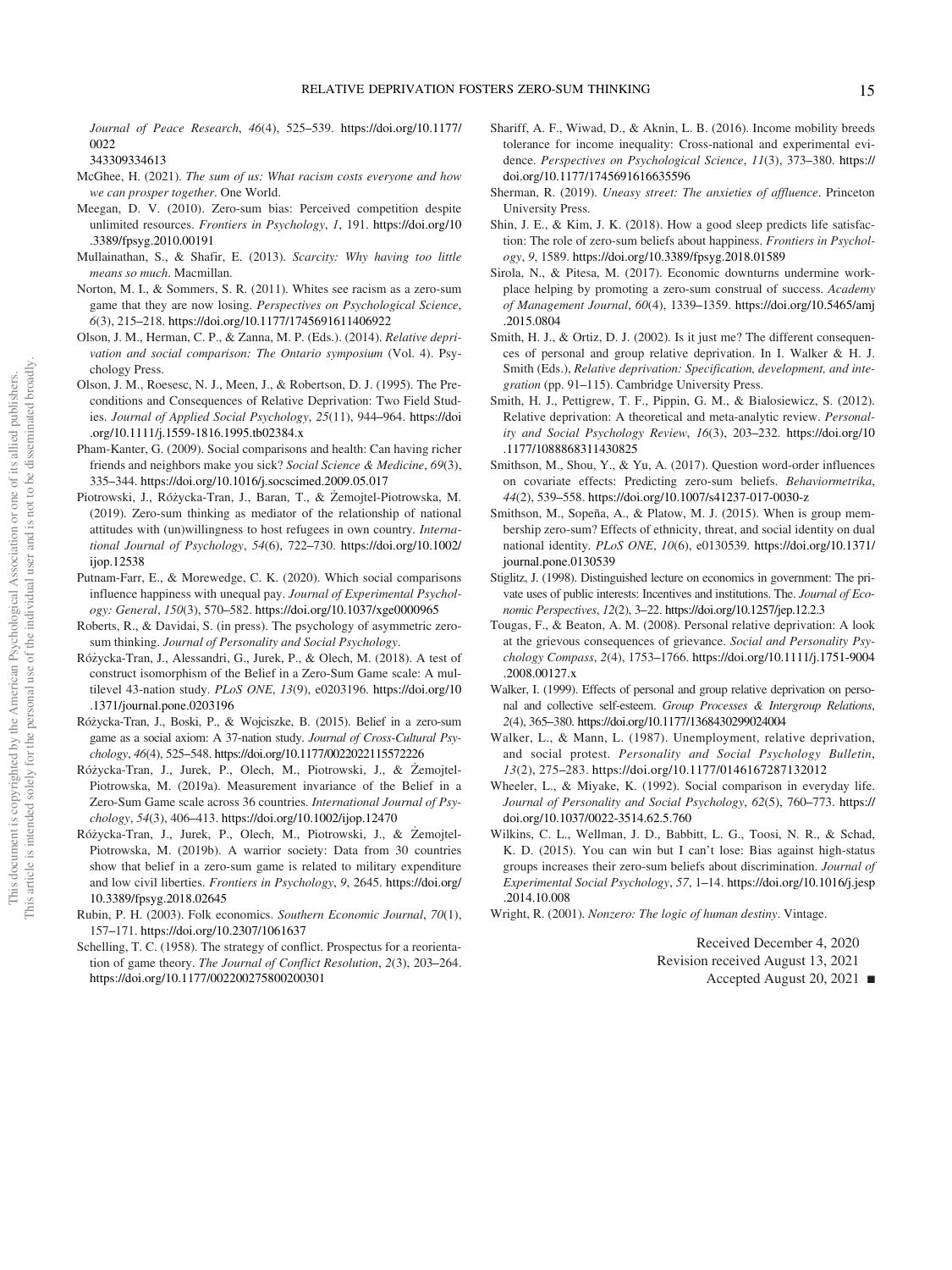*Journal of Peace Research*, *46*(4), 525–539. https://doi.org/10.1177/0022343309334613

McGhee, H. (2021). *The sum of us: What racism costs everyone and how we can prosper together*. One World.

Meegan, D. V. (2010). Zero-sum bias: Perceived competition despite unlimited resources. *Frontiers in Psychology*, *1*, 191. https://doi.org/10.3389/fpsyg.2010.00191

Mullainathan, S., & Shafir, E. (2013). *Scarcity: Why having too little means so much*. Macmillan.

Norton, M. I., & Sommers, S. R. (2011). Whites see racism as a zero-sum game that they are now losing. *Perspectives on Psychological Science*, *6*(3), 215–218. https://doi.org/10.1177/1745691611406922

Olson, J. M., Herman, C. P., & Zanna, M. P. (Eds.). (2014). *Relative deprivation and social comparison: The Ontario symposium* (Vol. 4). Psychology Press.

Olson, J. M., Roesesc, N. J., Meen, J., & Robertson, D. J. (1995). The Preconditions and Consequences of Relative Deprivation: Two Field Studies. *Journal of Applied Social Psychology*, *25*(11), 944–964. https://doi.org/10.1111/j.1559-1816.1995.tb02384.x

Pham-Kanter, G. (2009). Social comparisons and health: Can having richer friends and neighbors make you sick? *Social Science & Medicine*, *69*(3), 335–344. https://doi.org/10.1016/j.socscimed.2009.05.017

Piotrowski, J., Różycka-Tran, J., Baran, T., & Żemojtel-Piotrowska, M. (2019). Zero-sum thinking as mediator of the relationship of national attitudes with (un)willingness to host refugees in own country. *International Journal of Psychology*, *54*(6), 722–730. https://doi.org/10.1002/ijop.12538

Putnam-Farr, E., & Morewedge, C. K. (2020). Which social comparisons influence happiness with unequal pay. *Journal of Experimental Psychology: General*, *150*(3), 570–582. https://doi.org/10.1037/xge0000965

Roberts, R., & Davidai, S. (in press). The psychology of asymmetric zero-sum thinking. *Journal of Personality and Social Psychology*.

Różycka-Tran, J., Alessandri, G., Jurek, P., & Olech, M. (2018). A test of construct isomorphism of the Belief in a Zero-Sum Game scale: A multilevel 43-nation study. *PLoS ONE*, *13*(9), e0203196. https://doi.org/10.1371/journal.pone.0203196

Różycka-Tran, J., Boski, P., & Wojciszke, B. (2015). Belief in a zero-sum game as a social axiom: A 37-nation study. *Journal of Cross-Cultural Psychology*, *46*(4), 525–548. https://doi.org/10.1177/0022022115572226

Różycka-Tran, J., Jurek, P., Olech, M., Piotrowski, J., & Żemojtel-Piotrowska, M. (2019a). Measurement invariance of the Belief in a Zero-Sum Game scale across 36 countries. *International Journal of Psychology*, *54*(3), 406–413. https://doi.org/10.1002/ijop.12470

Różycka-Tran, J., Jurek, P., Olech, M., Piotrowski, J., & Żemojtel-Piotrowska, M. (2019b). A warrior society: Data from 30 countries show that belief in a zero-sum game is related to military expenditure and low civil liberties. *Frontiers in Psychology*, *9*, 2645. https://doi.org/10.3389/fpsyg.2018.02645

Rubin, P. H. (2003). Folk economics. *Southern Economic Journal*, *70*(1), 157–171. https://doi.org/10.2307/1061637

Schelling, T. C. (1958). The strategy of conflict. Prospectus for a reorientation of game theory. *The Journal of Conflict Resolution*, *2*(3), 203–264. https://doi.org/10.1177/002200275800200301

Shariff, A. F., Wiwad, D., & Aknin, L. B. (2016). Income mobility breeds tolerance for income inequality: Cross-national and experimental evidence. *Perspectives on Psychological Science*, *11*(3), 373–380. https://doi.org/10.1177/1745691616635596

Sherman, R. (2019). *Uneasy street: The anxieties of affluence*. Princeton University Press.

Shin, J. E., & Kim, J. K. (2018). How a good sleep predicts life satisfaction: The role of zero-sum beliefs about happiness. *Frontiers in Psychology*, *9*, 1589. https://doi.org/10.3389/fpsyg.2018.01589

Sirola, N., & Pitesa, M. (2017). Economic downturns undermine workplace helping by promoting a zero-sum construal of success. *Academy of Management Journal*, *60*(4), 1339–1359. https://doi.org/10.5465/amj.2015.0804

Smith, H. J., & Ortiz, D. J. (2002). Is it just me? The different consequences of personal and group relative deprivation. In I. Walker & H. J. Smith (Eds.), *Relative deprivation: Specification, development, and integration* (pp. 91–115). Cambridge University Press.

Smith, H. J., Pettigrew, T. F., Pippin, G. M., & Bialosiewicz, S. (2012). Relative deprivation: A theoretical and meta-analytic review. *Personality and Social Psychology Review*, *16*(3), 203–232. https://doi.org/10.1177/1088868311430825

Smithson, M., Shou, Y., & Yu, A. (2017). Question word-order influences on covariate effects: Predicting zero-sum beliefs. *Behaviormetrika*, *44*(2), 539–558. https://doi.org/10.1007/s41237-017-0030-z

Smithson, M., Sopeña, A., & Platow, M. J. (2015). When is group membership zero-sum? Effects of ethnicity, threat, and social identity on dual national identity. *PLoS ONE*, *10*(6), e0130539. https://doi.org/10.1371/journal.pone.0130539

Stiglitz, J. (1998). Distinguished lecture on economics in government: The private uses of public interests: Incentives and institutions. The. *Journal of Economic Perspectives*, *12*(2), 3–22. https://doi.org/10.1257/jep.12.2.3

Tougas, F., & Beaton, A. M. (2008). Personal relative deprivation: A look at the grievous consequences of grievance. *Social and Personality Psychology Compass*, *2*(4), 1753–1766. https://doi.org/10.1111/j.1751-9004.2008.00127.x

Walker, I. (1999). Effects of personal and group relative deprivation on personal and collective self-esteem. *Group Processes & Intergroup Relations*, *2*(4), 365–380. https://doi.org/10.1177/1368430299024004

Walker, L., & Mann, L. (1987). Unemployment, relative deprivation, and social protest. *Personality and Social Psychology Bulletin*, *13*(2), 275–283. https://doi.org/10.1177/0146167287132012

Wheeler, L., & Miyake, K. (1992). Social comparison in everyday life. *Journal of Personality and Social Psychology*, *62*(5), 760–773. https://doi.org/10.1037/0022-3514.62.5.760

Wilkins, C. L., Wellman, J. D., Babbitt, L. G., Toosi, N. R., & Schad, K. D. (2015). You can win but I can't lose: Bias against high-status groups increases their zero-sum beliefs about discrimination. *Journal of Experimental Social Psychology*, *57*, 1–14. https://doi.org/10.1016/j.jesp.2014.10.008

Wright, R. (2001). *Nonzero: The logic of human destiny*. Vintage.

Received December 4, 2020
Revision received August 13, 2021
Accepted August 20, 2021 ■